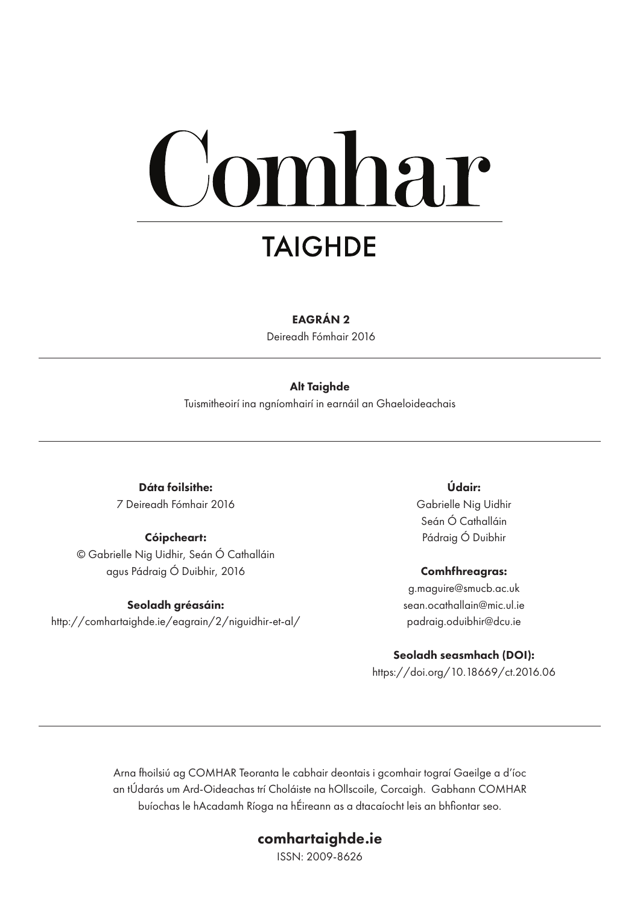# Comhar

## TAIGHDE

**EAGRÁN 2**

Deireadh Fómhair 2016

---

**Alt Taighde**

Tuismitheoirí ina ngníomhairí in earnáil an Ghaeloideachais

---

**Dáta foilsithe:**
7 Deireadh Fómhair 2016

**Cóipcheart:**
© Gabrielle Nig Uidhir, Seán Ó Cathalláin agus Pádraig Ó Duibhir, 2016

**Seoladh gréasáin:**
http://comhartaighde.ie/eagrain/2/niguidhir-et-al/

**Údair:**
Gabrielle Nig Uidhir
Seán Ó Cathalláin
Pádraig Ó Duibhir

**Comhfhreagras:**
g.maguire@smucb.ac.uk
sean.ocathallain@mic.ul.ie
padraig.oduibhir@dcu.ie

**Seoladh seasmhach (DOI):**
https://doi.org/10.18669/ct.2016.06

---

Arna fhoilsiú ag COMHAR Teoranta le cabhair deontais i gcomhair tograí Gaeilge a d'íoc an tÚdarás um Ard-Oideachas trí Choláiste na hOllscoile, Corcaigh. Gabhann COMHAR buíochas le hAcadamh Ríoga na hÉireann as a dtacaíocht leis an bhfiontar seo.

**comhartaighde.ie**

ISSN: 2009-8626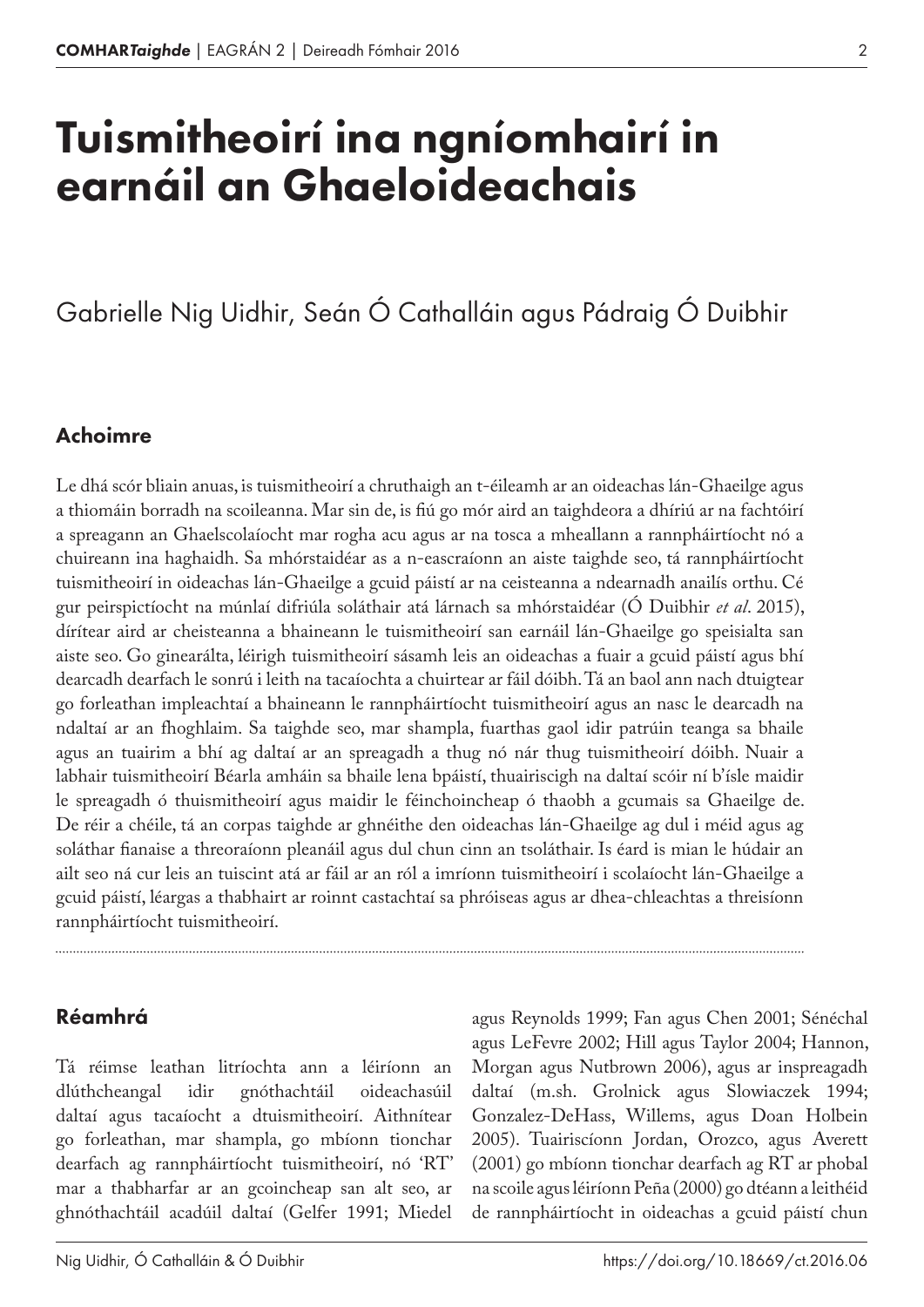# Tuismitheoirí ina ngníomhairí in earnáil an Ghaeloideachais

Gabrielle Nig Uidhir, Seán Ó Cathalláin agus Pádraig Ó Duibhir

## Achoimre

Le dhá scór bliain anuas, is tuismitheoirí a chruthaigh an t-éileamh ar an oideachas lán-Ghaeilge agus a thiomáin borradh na scoileanna. Mar sin de, is fiú go mór aird an taighdeora a dhíriú ar na fachtóirí a spreagann an Ghaelscolaíocht mar rogha acu agus ar na tosca a mheallann a rannpháirtíocht nó a chuireann ina haghaidh. Sa mhórstaidéar as a n-eascraíonn an aiste taighde seo, tá rannpháirtíocht tuismitheoirí in oideachas lán-Ghaeilge a gcuid páistí ar na ceisteanna a ndearnadh anailís orthu. Cé gur peirspictíocht na múnlaí difriúla soláthair atá lárnach sa mhórstaidéar (Ó Duibhir *et al*. 2015), dírítear aird ar cheisteanna a bhaineann le tuismitheoirí san earnáil lán-Ghaeilge go speisialta san aiste seo. Go ginearálta, léirigh tuismitheoirí sásamh leis an oideachas a fuair a gcuid páistí agus bhí dearcadh dearfach le sonrú i leith na tacaíochta a chuirtear ar fáil dóibh. Tá an baol ann nach dtuigtear go forleathan impleachtaí a bhaineann le rannpháirtíocht tuismitheoirí agus an nasc le dearcadh na ndaltaí ar an fhoghlaim. Sa taighde seo, mar shampla, fuarthas gaol idir patrúin teanga sa bhaile agus an tuairim a bhí ag daltaí ar an spreagadh a thug nó nár thug tuismitheoirí dóibh. Nuair a labhair tuismitheoirí Béarla amháin sa bhaile lena bpáistí, thuairiscigh na daltaí scóir ní b'ísle maidir le spreagadh ó thuismitheoirí agus maidir le féinchoincheap ó thaobh a gcumais sa Ghaeilge de. De réir a chéile, tá an corpas taighde ar ghnéithe den oideachas lán-Ghaeilge ag dul i méid agus ag soláthar fianaise a threoraíonn pleanáil agus dul chun cinn an tsoláthair. Is éard is mian le húdair an ailt seo ná cur leis an tuiscint atá ar fáil ar an ról a imríonn tuismitheoirí i scolaíocht lán-Ghaeilge a gcuid páistí, léargas a thabhairt ar roinnt castachtaí sa phróiseas agus ar dhea-chleachtas a threisíonn rannpháirtíocht tuismitheoirí.

## Réamhrá

Tá réimse leathan litríochta ann a léiríonn an dlúthcheangal idir gnóthachtáil oideachasúil daltaí agus tacaíocht a dtuismitheoirí. Aithnítear go forleathan, mar shampla, go mbíonn tionchar dearfach ag rannpháirtíocht tuismitheoirí, nó 'RT' mar a thabharfar ar an gcoincheap san alt seo, ar ghnóthachtáil acadúil daltaí (Gelfer 1991; Miedel agus Reynolds 1999; Fan agus Chen 2001; Sénéchal agus LeFevre 2002; Hill agus Taylor 2004; Hannon, Morgan agus Nutbrown 2006), agus ar inspreagadh daltaí (m.sh. Grolnick agus Slowiaczek 1994; Gonzalez-DeHass, Willems, agus Doan Holbein 2005). Tuairiscíonn Jordan, Orozco, agus Averett (2001) go mbíonn tionchar dearfach ag RT ar phobal na scoile agus léiríonn Peña (2000) go dtéann a leithéid de rannpháirtíocht in oideachas a gcuid páistí chun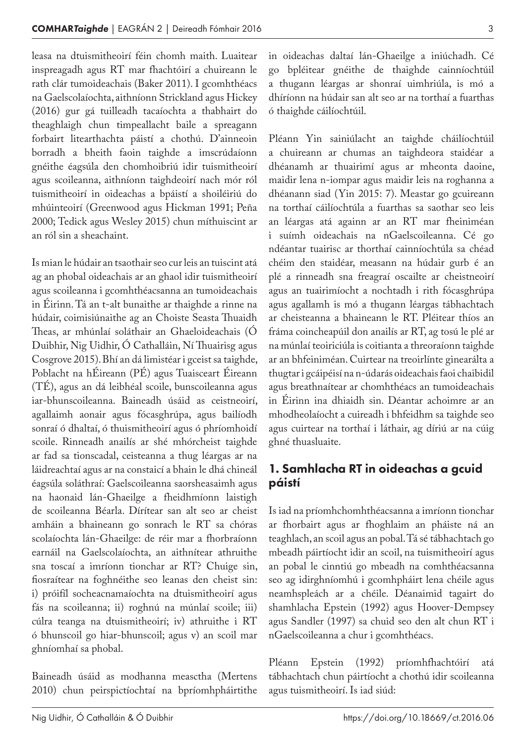leasa na dtuismitheoirí féin chomh maith. Luaitear inspreagadh agus RT mar fhachtóirí a chuireann le rath clár tumoideachais (Baker 2011). I gcomhthéacs na Gaelscolaíochta, aithníonn Strickland agus Hickey (2016) gur gá tuilleadh tacaíochta a thabhairt do theaghlaigh chun timpeallacht baile a spreagann forbairt litearthachta páistí a chothú. D'ainneoin borradh a bheith faoin taighde a imscrúdaíonn gnéithe éagsúla den chomhoibriú idir tuismitheoirí agus scoileanna, aithníonn taighdeoirí nach mór ról tuismitheoirí in oideachas a bpáistí a shoiléiriú do mhúinteoirí (Greenwood agus Hickman 1991; Peña 2000; Tedick agus Wesley 2015) chun míthuiscint ar an ról sin a sheachaint.

Is mian le húdair an tsaothair seo cur leis an tuiscint atá ag an phobal oideachais ar an ghaol idir tuismitheoirí agus scoileanna i gcomhthéacsanna an tumoideachais in Éirinn. Tá an t-alt bunaithe ar thaighde a rinne na húdair, coimisiúnaithe ag an Choiste Seasta Thuaidh Theas, ar mhúnlaí soláthair an Ghaeloideachais (Ó Duibhir, Nig Uidhir, Ó Cathalláin, Ní Thuairisg agus Cosgrove 2015). Bhí an dá limistéar i gceist sa taighde, Poblacht na hÉireann (PÉ) agus Tuaisceart Éireann (TÉ), agus an dá leibhéal scoile, bunscoileanna agus iar-bhunscoileanna. Baineadh úsáid as ceistneoirí, agallaimh aonair agus fócasghrúpa, agus bailíodh sonraí ó dhaltaí, ó thuismitheoirí agus ó phríomhoidí scoile. Rinneadh anailís ar shé mhórcheist taighde ar fad sa tionscadal, ceisteanna a thug léargas ar na láidreachtaí agus ar na constaicí a bhain le dhá chineál éagsúla soláthraí: Gaelscoileanna saorsheasaimh agus na haonaid lán-Ghaeilge a fheidhmíonn laistigh de scoileanna Béarla. Dírítear san alt seo ar cheist amháin a bhaineann go sonrach le RT sa chóras scolaíochta lán-Ghaeilge: de réir mar a fhorbraíonn earnáil na Gaelscolaíochta, an aithnítear athruithe sna toscaí a imríonn tionchar ar RT? Chuige sin, fiosraítear na foghnéithe seo leanas den cheist sin: i) próifíl socheacnamaíochta na dtuismitheoirí agus fás na scoileanna; ii) roghnú na múnlaí scoile; iii) cúlra teanga na dtuismitheoirí; iv) athruithe i RT ó bhunscoil go hiar-bhunscoil; agus v) an scoil mar ghníomhaí sa phobal.

Baineadh úsáid as modhanna measctha (Mertens 2010) chun peirspictíochtaí na bpríomhpháirtithe in oideachas daltaí lán-Ghaeilge a iniúchadh. Cé go bpléitear gnéithe de thaighde cainníochtúil a thugann léargas ar shonraí uimhriúla, is mó a dhíríonn na húdair san alt seo ar na torthaí a fuarthas ó thaighde cáilíochtúil.

Pléann Yin sainiúlacht an taighde cháilíochtúil a chuireann ar chumas an taighdeora staidéar a dhéanamh ar thuairimí agus ar mheonta daoine, maidir lena n-iompar agus maidir leis na roghanna a dhéanann siad (Yin 2015: 7). Meastar go gcuireann na torthaí cáilíochtúla a fuarthas sa saothar seo leis an léargas atá againn ar an RT mar fheiniméan i suímh oideachais na nGaelscoileanna. Cé go ndéantar tuairisc ar thorthaí cainníochtúla sa chéad chéim den staidéar, measann na húdair gurb é an plé a rinneadh sna freagraí oscailte ar cheistneoirí agus an tuairimíocht a nochtadh i rith fócasghrúpa agus agallamh is mó a thugann léargas tábhachtach ar cheisteanna a bhaineann le RT. Pléitear thíos an fráma coincheapúil don anailís ar RT, ag tosú le plé ar na múnlaí teoiriciúla is coitianta a threoraíonn taighde ar an bhfeiniméan. Cuirtear na treoirlínte ginearálta a thugtar i gcáipéisí na n-údarás oideachais faoi chaibidil agus breathnaítear ar chomhthéacs an tumoideachais in Éirinn ina dhiaidh sin. Déantar achoimre ar an mhodheolaíocht a cuireadh i bhfeidhm sa taighde seo agus cuirtear na torthaí i láthair, ag díriú ar na cúig ghné thuasluaite.

## 1. Samhlacha RT in oideachas a gcuid páistí

Is iad na príomhchomhthéacsanna a imríonn tionchar ar fhorbairt agus ar fhoghlaim an pháiste ná an teaghlach, an scoil agus an pobal. Tá sé tábhachtach go mbeadh páirtíocht idir an scoil, na tuismitheoirí agus an pobal le cinntiú go mbeadh na comhthéacsanna seo ag idirghníomhú i gcomhpháirt lena chéile agus neamhspleách ar a chéile. Déanaimid tagairt do shamhlacha Epstein (1992) agus Hoover-Dempsey agus Sandler (1997) sa chuid seo den alt chun RT i nGaelscoileanna a chur i gcomhthéacs.

Pléann Epstein (1992) príomhfhachtóirí atá tábhachtach chun páirtíocht a chothú idir scoileanna agus tuismitheoirí. Is iad siúd: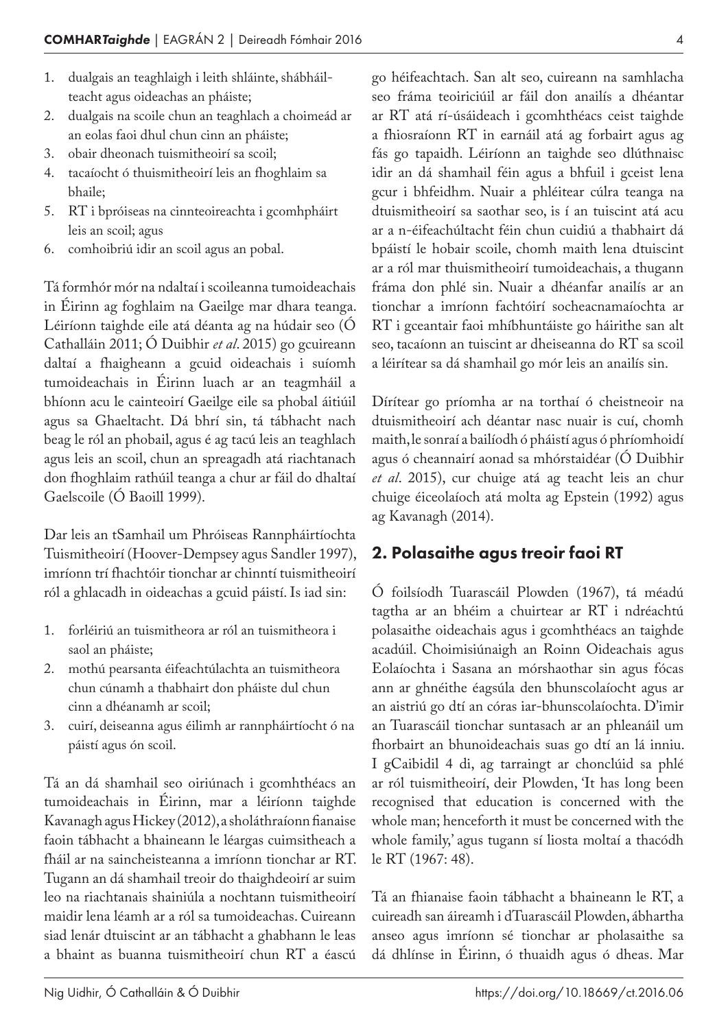1. dualgais an teaghlaigh i leith shláinte, shábháilteacht agus oideachas an pháiste;
2. dualgais na scoile chun an teaghlach a choimeád ar an eolas faoi dhul chun cinn an pháiste;
3. obair dheonach tuismitheoirí sa scoil;
4. tacaíocht ó thuismitheoirí leis an fhoghlaim sa bhaile;
5. RT i bpróiseas na cinnteoireachta i gcomhpháirt leis an scoil; agus
6. comhoibriú idir an scoil agus an pobal.

Tá formhór mór na ndaltaí i scoileanna tumoideachais in Éirinn ag foghlaim na Gaeilge mar dhara teanga. Léiríonn taighde eile atá déanta ag na húdair seo (Ó Cathalláin 2011; Ó Duibhir *et al*. 2015) go gcuireann daltaí a fhaigheann a gcuid oideachais i suíomh tumoideachais in Éirinn luach ar an teagmháil a bhíonn acu le cainteoirí Gaeilge eile sa phobal áitiúil agus sa Ghaeltacht. Dá bhrí sin, tá tábhacht nach beag le ról an phobail, agus é ag tacú leis an teaghlach agus leis an scoil, chun an spreagadh atá riachtanach don fhoghlaim rathúil teanga a chur ar fáil do dhaltaí Gaelscoile (Ó Baoill 1999).

Dar leis an tSamhail um Phróiseas Rannpháirtíochta Tuismitheoirí (Hoover-Dempsey agus Sandler 1997), imríonn trí fhachtóir tionchar ar chinntí tuismitheoirí ról a ghlacadh in oideachas a gcuid páistí. Is iad sin:

1. forléiriú an tuismitheora ar ról an tuismitheora i saol an pháiste;
2. mothú pearsanta éifeachtúlachta an tuismitheora chun cúnamh a thabhairt don pháiste dul chun cinn a dhéanamh ar scoil;
3. cuirí, deiseanna agus éilimh ar rannpháirtíocht ó na páistí agus ón scoil.

Tá an dá shamhail seo oiriúnach i gcomhthéacs an tumoideachais in Éirinn, mar a léiríonn taighde Kavanagh agus Hickey (2012), a sholáthraíonn fianaise faoin tábhacht a bhaineann le léargas cuimsitheach a fháil ar na saincheisteanna a imríonn tionchar ar RT. Tugann an dá shamhail treoir do thaighdeoirí ar suim leo na riachtanais shainiúla a nochtann tuismitheoirí maidir lena léamh ar a ról sa tumoideachas. Cuireann siad lenár dtuiscint ar an tábhacht a ghabhann le leas a bhaint as buanna tuismitheoirí chun RT a éascú go héifeachtach. San alt seo, cuireann na samhlacha seo fráma teoiriciúil ar fáil don anailís a dhéantar ar RT atá rí-úsáideach i gcomhthéacs ceist taighde a fhiosraíonn RT in earnáil atá ag forbairt agus ag fás go tapaidh. Léiríonn an taighde seo dlúthnaisc idir an dá shamhail féin agus a bhfuil i gceist lena gcur i bhfeidhm. Nuair a phléitear cúlra teanga na dtuismitheoirí sa saothar seo, is í an tuiscint atá acu ar a n-éifeachúltacht féin chun cuidiú a thabhairt dá bpáistí le hobair scoile, chomh maith lena dtuiscint ar a ról mar thuismitheoirí tumoideachais, a thugann fráma don phlé sin. Nuair a dhéanfar anailís ar an tionchar a imríonn fachtóirí socheacnamaíochta ar RT i gceantair faoi mhíbhuntáiste go háirithe san alt seo, tacaíonn an tuiscint ar dheiseanna do RT sa scoil a léirítear sa dá shamhail go mór leis an anailís sin.

Dírítear go príomha ar na torthaí ó cheistneoir na dtuismitheoirí ach déantar nasc nuair is cuí, chomh maith, le sonraí a bailíodh ó pháistí agus ó phríomhoidí agus ó cheannairí aonad sa mhórstaidéar (Ó Duibhir *et al*. 2015), cur chuige atá ag teacht leis an chur chuige éiceolaíoch atá molta ag Epstein (1992) agus ag Kavanagh (2014).

## 2. Polasaithe agus treoir faoi RT

Ó foilsíodh Tuarascáil Plowden (1967), tá méadú tagtha ar an bhéim a chuirtear ar RT i ndréachtú polasaithe oideachais agus i gcomhthéacs an taighde acadúil. Choimisiúnaigh an Roinn Oideachais agus Eolaíochta i Sasana an mórshaothar sin agus fócas ann ar ghnéithe éagsúla den bhunscolaíocht agus ar an aistriú go dtí an córas iar-bhunscolaíochta. D'imir an Tuarascáil tionchar suntasach ar an phleanáil um fhorbairt an bhunoideachais suas go dtí an lá inniu. I gCaibidil 4 di, ag tarraingt ar chonclúid sa phlé ar ról tuismitheoirí, deir Plowden, 'It has long been recognised that education is concerned with the whole man; henceforth it must be concerned with the whole family,' agus tugann sí liosta moltaí a thacódh le RT (1967: 48).

Tá an fhianaise faoin tábhacht a bhaineann le RT, a cuireadh san áireamh i dTuarascáil Plowden, ábhartha anseo agus imríonn sé tionchar ar pholasaithe sa dá dhlínse in Éirinn, ó thuaidh agus ó dheas. Mar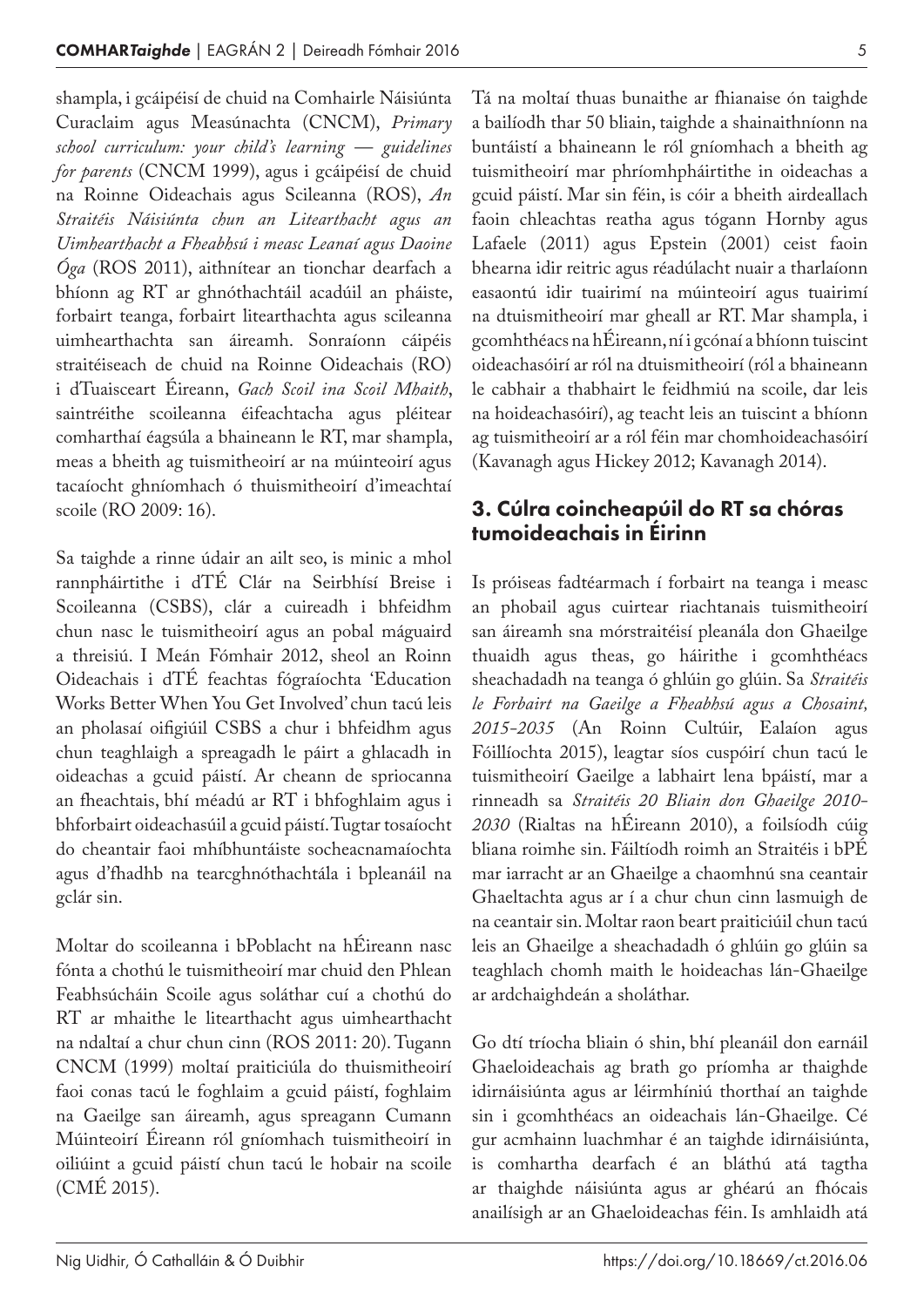shampla, i gcáipéisí de chuid na Comhairle Náisiúnta Curaclaim agus Measúnachta (CNCM), *Primary school curriculum: your child's learning — guidelines for parents* (CNCM 1999), agus i gcáipéisí de chuid na Roinne Oideachais agus Scileanna (ROS), *An Straitéis Náisiúnta chun an Litearthacht agus an Uimhearthacht a Fheabhsú i measc Leanaí agus Daoine Óga* (ROS 2011), aithnítear an tionchar dearfach a bhíonn ag RT ar ghnóthachtáil acadúil an pháiste, forbairt teanga, forbairt litearthachta agus scileanna uimhearthachta san áireamh. Sonraíonn cáipéis straitéiseach de chuid na Roinne Oideachais (RO) i dTuaisceart Éireann, *Gach Scoil ina Scoil Mhaith*, saintréithe scoileanna éifeachtacha agus pléitear comharthaí éagsúla a bhaineann le RT, mar shampla, meas a bheith ag tuismitheoirí ar na múinteoirí agus tacaíocht ghníomhach ó thuismitheoirí d'imeachtaí scoile (RO 2009: 16).

Sa taighde a rinne údair an ailt seo, is minic a mhol rannpháirtithe i dTÉ Clár na Seirbhísí Breise i Scoileanna (CSBS), clár a cuireadh i bhfeidhm chun nasc le tuismitheoirí agus an pobal máguaird a threisiú. I Meán Fómhair 2012, sheol an Roinn Oideachais i dTÉ feachtas fógraíochta 'Education Works Better When You Get Involved' chun tacú leis an pholasaí oifigiúil CSBS a chur i bhfeidhm agus chun teaghlaigh a spreagadh le páirt a ghlacadh in oideachas a gcuid páistí. Ar cheann de spriocanna an fheachtais, bhí méadú ar RT i bhfoghlaim agus i bhforbairt oideachasúil a gcuid páistí. Tugtar tosaíocht do cheantair faoi mhíbhuntáiste socheacnamaíochta agus d'fhadhb na tearcghnóthachtála i bpleanáil na gclár sin.

Moltar do scoileanna i bPoblacht na hÉireann nasc fónta a chothú le tuismitheoirí mar chuid den Phlean Feabhsúcháin Scoile agus soláthar cuí a chothú do RT ar mhaithe le litearthacht agus uimhearthacht na ndaltaí a chur chun cinn (ROS 2011: 20). Tugann CNCM (1999) moltaí praiticiúla do thuismitheoirí faoi conas tacú le foghlaim a gcuid páistí, foghlaim na Gaeilge san áireamh, agus spreagann Cumann Múinteoirí Éireann ról gníomhach tuismitheoirí in oiliúint a gcuid páistí chun tacú le hobair na scoile (CMÉ 2015).

Tá na moltaí thuas bunaithe ar fhianaise ón taighde a bailíodh thar 50 bliain, taighde a shainaithníonn na buntáistí a bhaineann le ról gníomhach a bheith ag tuismitheoirí mar phríomhpháirtithe in oideachas a gcuid páistí. Mar sin féin, is cóir a bheith airdeallach faoin chleachtas reatha agus tógann Hornby agus Lafaele (2011) agus Epstein (2001) ceist faoin bhearna idir reitric agus réadúlacht nuair a tharlaíonn easaontú idir tuairimí na múinteoirí agus tuairimí na dtuismitheoirí mar gheall ar RT. Mar shampla, i gcomhthéacs na hÉireann, ní i gcónaí a bhíonn tuiscint oideachasóirí ar ról na dtuismitheoirí (ról a bhaineann le cabhair a thabhairt le feidhmiú na scoile, dar leis na hoideachasóirí), ag teacht leis an tuiscint a bhíonn ag tuismitheoirí ar a ról féin mar chomhoideachasóirí (Kavanagh agus Hickey 2012; Kavanagh 2014).

## 3. Cúlra coincheapúil do RT sa chóras tumoideachais in Éirinn

Is próiseas fadtéarmach í forbairt na teanga i measc an phobail agus cuirtear riachtanais tuismitheoirí san áireamh sna mórstraitéisí pleanála don Ghaeilge thuaidh agus theas, go háirithe i gcomhthéacs sheachadadh na teanga ó ghlúin go glúin. Sa *Straitéis le Forbairt na Gaeilge a Fheabhsú agus a Chosaint, 2015-2035* (An Roinn Cultúir, Ealaíon agus Fóillíochta 2015), leagtar síos cuspóirí chun tacú le tuismitheoirí Gaeilge a labhairt lena bpáistí, mar a rinneadh sa *Straitéis 20 Bliain don Ghaeilge 2010-2030* (Rialtas na hÉireann 2010), a foilsíodh cúig bliana roimhe sin. Fáiltíodh roimh an Straitéis i bPÉ mar iarracht ar an Ghaeilge a chaomhnú sna ceantair Ghaeltachta agus ar í a chur chun cinn lasmuigh de na ceantair sin. Moltar raon beart praiticiúil chun tacú leis an Ghaeilge a sheachadadh ó ghlúin go glúin sa teaghlach chomh maith le hoideachas lán-Ghaeilge ar ardchaighdeán a sholáthar.

Go dtí tríocha bliain ó shin, bhí pleanáil don earnáil Ghaeloideachais ag brath go príomha ar thaighde idirnáisiúnta agus ar léirmhíniú thorthaí an taighde sin i gcomhthéacs an oideachais lán-Ghaeilge. Cé gur acmhainn luachmhar é an taighde idirnáisiúnta, is comhartha dearfach é an bhláthú atá tagtha ar thaighde náisiúnta agus ar ghéarú an fhócais anailísigh ar an Ghaeloideachas féin. Is amhlaidh atá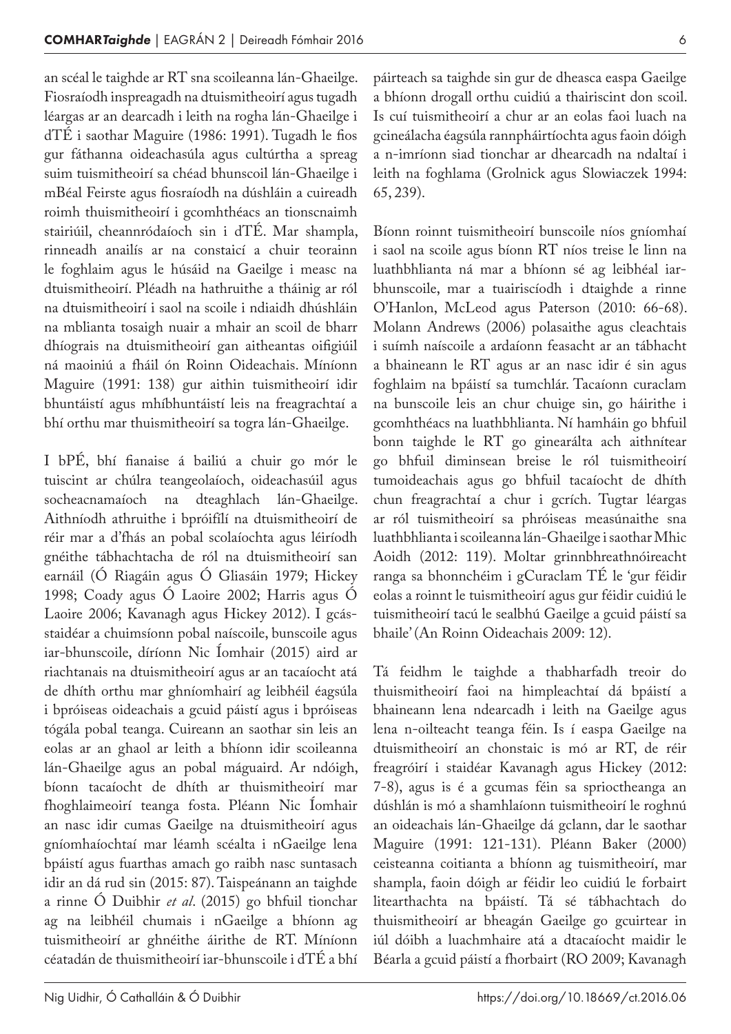an scéal le taighde ar RT sna scoileanna lán-Ghaeilge. Fiosraíodh inspreagadh na dtuismitheoirí agus tugadh léargas ar an dearcadh i leith na rogha lán-Ghaeilge i dTÉ i saothar Maguire (1986: 1991). Tugadh le fios gur fáthanna oideachasúla agus cultúrtha a spreag suim tuismitheoirí sa chéad bhunscoil lán-Ghaeilge i mBéal Feirste agus fiosraíodh na dúshláin a cuireadh roimh thuismitheoirí i gcomhthéacs an tionscnaimh stairiúil, cheannródaíoch sin i dTÉ. Mar shampla, rinneadh anailís ar na constaicí a chuir teorainn le foghlaim agus le húsáid na Gaeilge i measc na dtuismitheoirí. Pléadh na hathruithe a tháinig ar ról na dtuismitheoirí i saol na scoile i ndiaidh dhúshláin na mblianta tosaigh nuair a mhair an scoil de bharr dhíograis na dtuismitheoirí gan aitheantas oifigiúil ná maoiniú a fháil ón Roinn Oideachais. Míníonn Maguire (1991: 138) gur aithin tuismitheoirí idir bhuntáistí agus mhíbhuntáistí leis na freagrachtaí a bhí orthu mar thuismitheoirí sa togra lán-Ghaeilge.

I bPÉ, bhí fianaise á bailiú a chuir go mór le tuiscint ar chúlra teangeolaíoch, oideachasúil agus socheacnamaíoch na dteaghlach lán-Ghaeilge. Aithníodh athruithe i bpróifílí na dtuismitheoirí de réir mar a d'fhás an pobal scolaíochta agus léiríodh gnéithe tábhachtacha de ról na dtuismitheoirí san earnáil (Ó Riagáin agus Ó Gliasáin 1979; Hickey 1998; Coady agus Ó Laoire 2002; Harris agus Ó Laoire 2006; Kavanagh agus Hickey 2012). I gcás-staidéar a chuimsíonn pobal naíscoile, bunscoile agus iar-bhunscoile, díríonn Nic Íomhair (2015) aird ar riachtanais na dtuismitheoirí agus ar an tacaíocht atá de dhíth orthu mar ghníomhairí ag leibhéil éagsúla i bpróiseas oideachais a gcuid páistí agus i bpróiseas tógála pobal teanga. Cuireann an saothar sin leis an eolas ar an ghaol ar leith a bhíonn idir scoileanna lán-Ghaeilge agus an pobal máguaird. Ar ndóigh, bíonn tacaíocht de dhíth ar thuismitheoirí mar fhoghlaimeoirí teanga fosta. Pléann Nic Íomhair an nasc idir cumas Gaeilge na dtuismitheoirí agus gníomhaíochtaí mar léamh scéalta i nGaeilge lena bpáistí agus fuarthas amach go raibh nasc suntasach idir an dá rud sin (2015: 87). Taispeánann an taighde a rinne Ó Duibhir *et al*. (2015) go bhfuil tionchar ag na leibhéil chumais i nGaeilge a bhíonn ag tuismitheoirí ar ghnéithe áirithe de RT. Míníonn céatadán de thuismitheoirí iar-bhunscoile i dTÉ a bhí páirteach sa taighde sin gur de dheasca easpa Gaeilge a bhíonn drogall orthu cuidiú a thairiscint don scoil. Is cuí tuismitheoirí a chur ar an eolas faoi luach na gcineálacha éagsúla rannpháirtíochta agus faoin dóigh a n-imríonn siad tionchar ar dhearcadh na ndaltaí i leith na foghlama (Grolnick agus Slowiaczek 1994: 65, 239).

Bíonn roinnt tuismitheoirí bunscoile níos gníomhaí i saol na scoile agus bíonn RT níos treise le linn na luathbhlianta ná mar a bhíonn sé ag leibhéal iar-bhunscoile, mar a tuairiscíodh i dtaighde a rinne O'Hanlon, McLeod agus Paterson (2010: 66-68). Molann Andrews (2006) polasaithe agus cleachtais i suímh naíscoile a ardaíonn feasacht ar an tábhacht a bhaineann le RT agus ar an nasc idir é sin agus foghlaim na bpáistí sa tumchlár. Tacaíonn curaclam na bunscoile leis an chur chuige sin, go háirithe i gcomhthéacs na luathbhlianta. Ní hamháin go bhfuil bonn taighde le RT go ginearálta ach aithnítear go bhfuil diminsean breise le ról tuismitheoirí tumoideachais agus go bhfuil tacaíocht de dhíth chun freagrachtaí a chur i gcrích. Tugtar léargas ar ról tuismitheoirí sa phróiseas measúnaithe sna luathbhlianta i scoileanna lán-Ghaeilge i saothar Mhic Aoidh (2012: 119). Moltar grinnbhreathnóireacht ranga sa bhonnchéim i gCuraclam TÉ le 'gur féidir eolas a roinnt le tuismitheoirí agus gur féidir cuidiú le tuismitheoirí tacú le sealbhú Gaeilge a gcuid páistí sa bhaile' (An Roinn Oideachais 2009: 12).

Tá feidhm le taighde a thabharfadh treoir do thuismitheoirí faoi na himpleachtaí dá bpáistí a bhaineann lena ndearcadh i leith na Gaeilge agus lena n-oilteacht teanga féin. Is í easpa Gaeilge na dtuismitheoirí an chonstaic is mó ar RT, de réir freagróirí i staidéar Kavanagh agus Hickey (2012: 7-8), agus is é a gcumas féin sa sprioctheanga an dúshlán is mó a shamhlaíonn tuismitheoirí le roghnú an oideachais lán-Ghaeilge dá gclann, dar le saothar Maguire (1991: 121-131). Pléann Baker (2000) ceisteanna coitianta a bhíonn ag tuismitheoirí, mar shampla, faoin dóigh ar féidir leo cuidiú le forbairt litearthachta na bpáistí. Tá sé tábhachtach do thuismitheoirí ar bheagán Gaeilge go gcuirtear in iúl dóibh a luachmhaire atá a dtacaíocht maidir le Béarla a gcuid páistí a fhorbairt (RO 2009; Kavanagh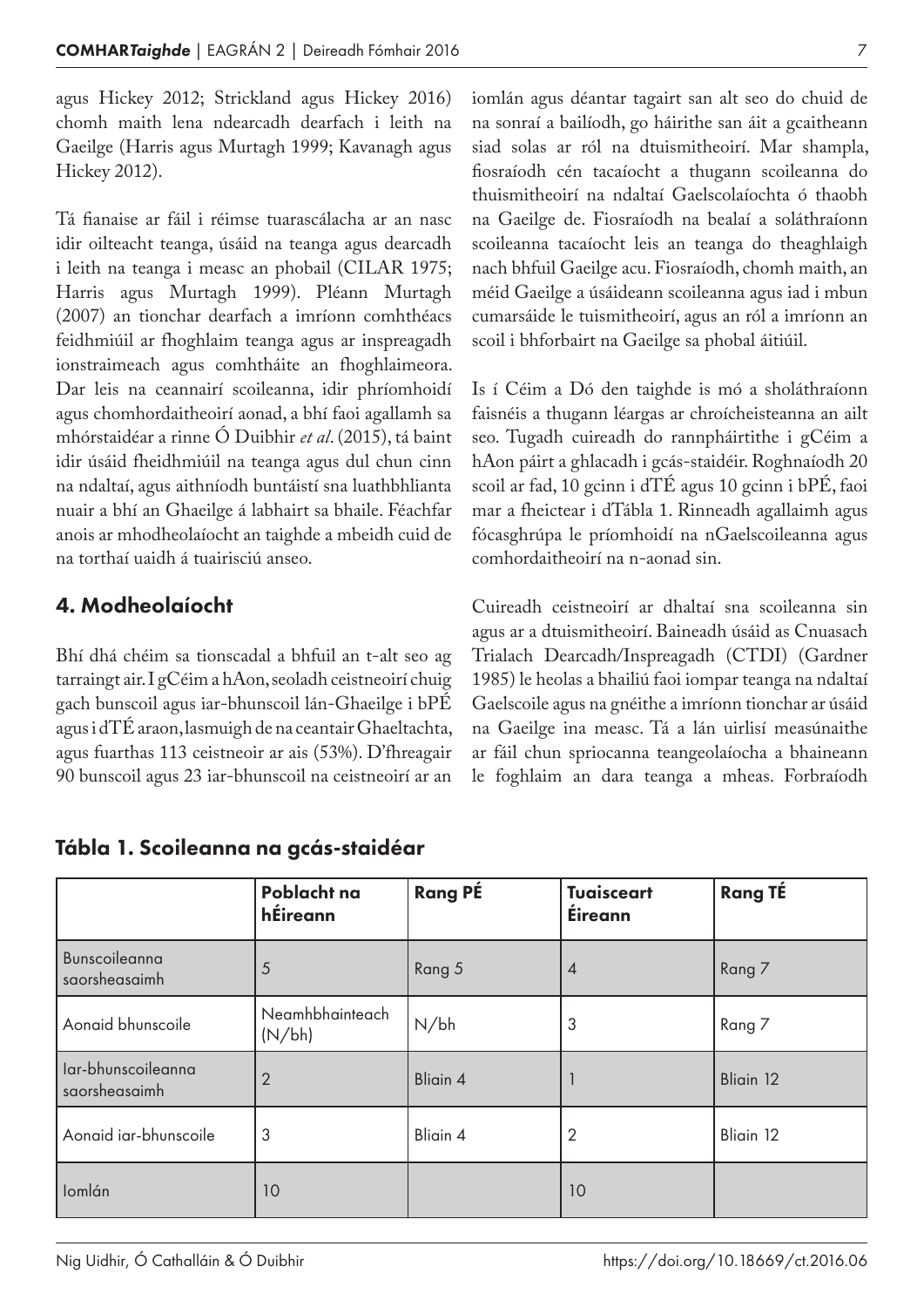agus Hickey 2012; Strickland agus Hickey 2016) chomh maith lena ndearcadh dearfach i leith na Gaeilge (Harris agus Murtagh 1999; Kavanagh agus Hickey 2012).

Tá fianaise ar fáil i réimse tuarascálacha ar an nasc idir oilteacht teanga, úsáid na teanga agus dearcadh i leith na teanga i measc an phobail (CILAR 1975; Harris agus Murtagh 1999). Pléann Murtagh (2007) an tionchar dearfach a imríonn comhthéacs feidhmiúil ar fhoghlaim teanga agus ar inspreagadh ionstraimeach agus comhtháite an fhoghlaimeora. Dar leis na ceannairí scoileanna, idir phríomhoidí agus chomhordaitheoirí aonad, a bhí faoi agallamh sa mhórstaidéar a rinne Ó Duibhir *et al*. (2015), tá baint idir úsáid fheidhmiúil na teanga agus dul chun cinn na ndaltaí, agus aithníodh buntáistí sna luathbhlianta nuair a bhí an Ghaeilge á labhairt sa bhaile. Féachfar anois ar mhodheolaíocht an taighde a mbeidh cuid de na torthaí uaidh á tuairisciú anseo.

## 4. Modheolaíocht

Bhí dhá chéim sa tionscadal a bhfuil an t-alt seo ag tarraingt air. I gCéim a hAon, seoladh ceistneoirí chuig gach bunscoil agus iar-bhunscoil lán-Ghaeilge i bPÉ agus i dTÉ araon, lasmuigh de na ceantair Ghaeltachta, agus fuarthas 113 ceistneoir ar ais (53%). D'fhreagair 90 bunscoil agus 23 iar-bhunscoil na ceistneoirí ar an iomlán agus déantar tagairt san alt seo do chuid de na sonraí a bailíodh, go háirithe san áit a gcaitheann siad solas ar ról na dtuismitheoirí. Mar shampla, fiosraíodh cén tacaíocht a thugann scoileanna do thuismitheoirí na ndaltaí Gaelscolaíochta ó thaobh na Gaeilge de. Fiosraíodh na bealaí a soláthraíonn scoileanna tacaíocht leis an teanga do theaghlaigh nach bhfuil Gaeilge acu. Fiosraíodh, chomh maith, an méid Gaeilge a úsáideann scoileanna agus iad i mbun cumarsáide le tuismitheoirí, agus an ról a imríonn an scoil i bhforbairt na Gaeilge sa phobal áitiúil.

Is í Céim a Dó den taighde is mó a sholáthraíonn faisnéis a thugann léargas ar chroícheisteanna an ailt seo. Tugadh cuireadh do rannpháirtithe i gCéim a hAon páirt a ghlacadh i gcás-staidéir. Roghnaíodh 20 scoil ar fad, 10 gcinn i dTÉ agus 10 gcinn i bPÉ, faoi mar a fheictear i dTábla 1. Rinneadh agallaimh agus fócasghrúpa le príomhoidí na nGaelscoileanna agus comhordaitheoirí na n-aonad sin.

Cuireadh ceistneoirí ar dhaltaí sna scoileanna sin agus ar a dtuismitheoirí. Baineadh úsáid as Cnuasach Trialach Dearcadh/Inspreagadh (CTDI) (Gardner 1985) le heolas a bhailiú faoi iompar teanga na ndaltaí Gaelscoile agus na gnéithe a imríonn tionchar ar úsáid na Gaeilge ina measc. Tá a lán uirlisí measúnaithe ar fáil chun spriocanna teangeolaíocha a bhaineann le foghlaim an dara teanga a mheas. Forbraíodh

### Tábla 1. Scoileanna na gcás-staidéar

| | Poblacht na hÉireann | Rang PÉ | Tuaisceart Éireann | Rang TÉ |
|---|---|---|---|---|
| Bunscoileanna saorsheasaimh | 5 | Rang 5 | 4 | Rang 7 |
| Aonaid bhunscoile | Neamhbhainteach (N/bh) | N/bh | 3 | Rang 7 |
| Iar-bhunscoileanna saorsheasaimh | 2 | Bliain 4 | 1 | Bliain 12 |
| Aonaid iar-bhunscoile | 3 | Bliain 4 | 2 | Bliain 12 |
| Iomlán | 10 | | 10 | |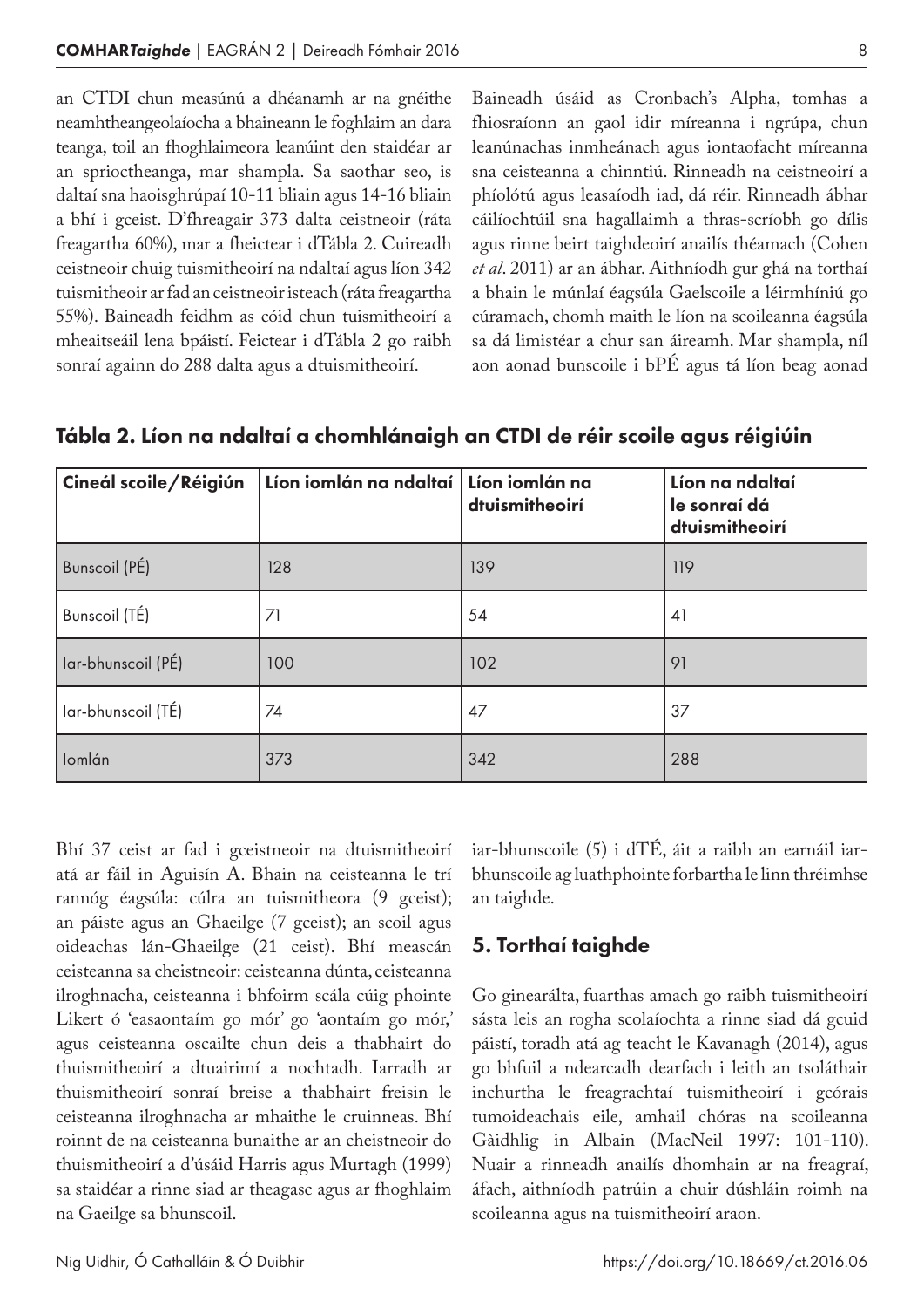an CTDI chun measúnú a dhéanamh ar na gnéithe neamhtheangeolaíocha a bhaineann le foghlaim an dara teanga, toil an fhoghlaimeora leanúint den staidéar ar an sprioctheanga, mar shampla. Sa saothar seo, is daltaí sna haoisghrúpaí 10-11 bliain agus 14-16 bliain a bhí i gceist. D'fhreagair 373 dalta ceistneoir (ráta freagartha 60%), mar a fheictear i dTábla 2. Cuireadh ceistneoir chuig tuismitheoirí na ndaltaí agus líon 342 tuismitheoir ar fad an ceistneoir isteach (ráta freagartha 55%). Baineadh feidhm as cóid chun tuismitheoirí a mheaitseáil lena bpáistí. Feictear i dTábla 2 go raibh sonraí againn do 288 dalta agus a dtuismitheoirí.

Baineadh úsáid as Cronbach's Alpha, tomhas a fhiosraíonn an gaol idir míreanna i ngrúpa, chun leanúnachas inmheánach agus iontaofacht míreanna sna ceisteanna a chinntiú. Rinneadh na ceistneoirí a phíolótú agus leasaíodh iad, dá réir. Rinneadh ábhar cáilíochtúil sna hagallaimh a thras-scríobh go dílis agus rinne beirt taighdeoirí anailís théamach (Cohen *et al*. 2011) ar an ábhar. Aithníodh gur ghá na torthaí a bhain le múnlaí éagsúla Gaelscoile a léirmhíniú go cúramach, chomh maith le líon na scoileanna éagsúla sa dá limistéar a chur san áireamh. Mar shampla, níl aon aonad bunscoile i bPÉ agus tá líon beag aonad iar-bhunscoile (5) i dTÉ, áit a raibh an earnáil iar-bhunscoile ag luathphointe forbartha le linn thréimhse an taighde.

**Tábla 2. Líon na ndaltaí a chomhlánaigh an CTDI de réir scoile agus réigiúin**

| Cineál scoile/Réigiún | Líon iomlán na ndaltaí | Líon iomlán na dtuismitheoirí | Líon na ndaltaí le sonraí dá dtuismitheoirí |
|---|---|---|---|
| Bunscoil (PÉ) | 128 | 139 | 119 |
| Bunscoil (TÉ) | 71 | 54 | 41 |
| Iar-bhunscoil (PÉ) | 100 | 102 | 91 |
| Iar-bhunscoil (TÉ) | 74 | 47 | 37 |
| Iomlán | 373 | 342 | 288 |

Bhí 37 ceist ar fad i gceistneoir na dtuismitheoirí atá ar fáil in Aguisín A. Bhain na ceisteanna le trí rannóg éagsúla: cúlra an tuismitheora (9 gceist); an páiste agus an Ghaeilge (7 gceist); an scoil agus oideachas lán-Ghaeilge (21 ceist). Bhí meascán ceisteanna sa cheistneoir: ceisteanna dúnta, ceisteanna ilroghnacha, ceisteanna i bhfoirm scála cúig phointe Likert ó 'easaontaím go mór' go 'aontaím go mór,' agus ceisteanna oscailte chun deis a thabhairt do thuismitheoirí a dtuairimí a nochtadh. Iarradh ar thuismitheoirí sonraí breise a thabhairt freisin le ceisteanna ilroghnacha ar mhaithe le cruinneas. Bhí roinnt de na ceisteanna bunaithe ar an cheistneoir do thuismitheoirí a d'úsáid Harris agus Murtagh (1999) sa staidéar a rinne siad ar theagasc agus ar fhoghlaim na Gaeilge sa bhunscoil.

## 5. Torthaí taighde

Go ginearálta, fuarthas amach go raibh tuismitheoirí sásta leis an rogha scolaíochta a rinne siad dá gcuid páistí, toradh atá ag teacht le Kavanagh (2014), agus go bhfuil a ndearcadh dearfach i leith an tsoláthair inchurtha le freagrachtaí tuismitheoirí i gcórais tumoideachais eile, amhail chóras na scoileanna Gàidhlig in Albain (MacNeil 1997: 101-110). Nuair a rinneadh anailís dhomhain ar na freagraí, áfach, aithníodh patrúin a chuir dúshláin roimh na scoileanna agus na tuismitheoirí araon.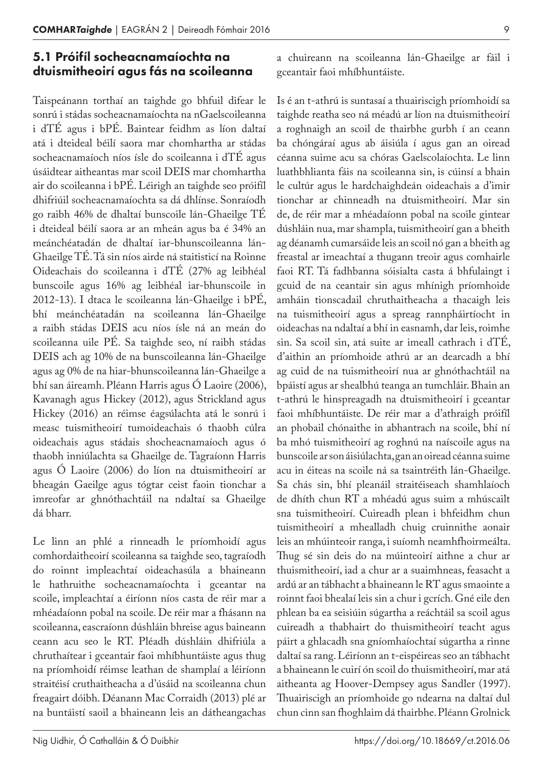### 5.1 Próifíl socheacnamaíochta na dtuismitheoirí agus fás na scoileanna

Taispeánann torthaí an taighde go bhfuil difear le sonrú i stádas socheacnamaíochta na nGaelscoileanna i dTÉ agus i bPÉ. Baintear feidhm as líon daltaí atá i dteideal béilí saora mar chomhartha ar stádas socheacnamaíoch níos ísle do scoileanna i dTÉ agus úsáidtear aitheantas mar scoil DEIS mar chomhartha air do scoileanna i bPÉ. Léirigh an taighde seo próifíl dhifriúil socheacnamaíochta sa dá dhlínse. Sonraíodh go raibh 46% de dhaltaí bunscoile lán-Ghaeilge TÉ i dteideal béilí saora ar an mheán agus ba é 34% an meánchéatadán de dhaltaí iar-bhunscoileanna lán-Ghaeilge TÉ. Tá sin níos airde ná staitisticí na Roinne Oideachais do scoileanna i dTÉ (27% ag leibhéal bunscoile agus 16% ag leibhéal iar-bhunscoile in 2012-13). I dtaca le scoileanna lán-Ghaeilge i bPÉ, bhí meánchéatadán na scoileanna lán-Ghaeilge a raibh stádas DEIS acu níos ísle ná an meán do scoileanna uile PÉ. Sa taighde seo, ní raibh stádas DEIS ach ag 10% de na bunscoileanna lán-Ghaeilge agus ag 0% de na hiar-bhunscoileanna lán-Ghaeilge a bhí san áireamh. Pléann Harris agus Ó Laoire (2006), Kavanagh agus Hickey (2012), agus Strickland agus Hickey (2016) an réimse éagsúlachta atá le sonrú i measc tuismitheoirí tumoideachais ó thaobh cúlra oideachais agus stádais shocheacnamaíoch agus ó thaobh inniúlachta sa Ghaeilge de. Tagraíonn Harris agus Ó Laoire (2006) do líon na dtuismitheoirí ar bheagán Gaeilge agus tógtar ceist faoin tionchar a imreofar ar ghnóthachtáil na ndaltaí sa Ghaeilge dá bharr.

Le linn an phlé a rinneadh le príomhoidí agus comhordaitheoirí scoileanna sa taighde seo, tagraíodh do roinnt impleachtaí oideachasúla a bhaineann le hathruithe socheacnamaíochta i gceantar na scoile, impleachtaí a éiríonn níos casta de réir mar a mhéadaíonn pobal na scoile. De réir mar a fhásann na scoileanna, eascraíonn dúshláin bhreise agus baineann ceann acu seo le RT. Pléadh dúshláin dhifriúla a chruthaítear i gceantair faoi mhíbhuntáiste agus thug na príomhoidí réimse leathan de shamplaí a léiríonn straitéisí cruthaitheacha a d'úsáid na scoileanna chun freagairt dóibh. Déanann Mac Corraidh (2013) plé ar na buntáistí saoil a bhaineann leis an dátheangachas a chuireann na scoileanna lán-Ghaeilge ar fáil i gceantair faoi mhíbhuntáiste.

Is é an t-athrú is suntasaí a thuairiscigh príomhoidí sa taighde reatha seo ná méadú ar líon na dtuismitheoirí a roghnaigh an scoil de thairbhe gurbh í an ceann ba chóngáraí agus ab áisiúla í agus gan an oiread céanna suime acu sa chóras Gaelscolaíochta. Le linn luathbhlianta fáis na scoileanna sin, is cúinsí a bhain le cultúr agus le hardchaighdeán oideachais a d'imir tionchar ar chinneadh na dtuismitheoirí. Mar sin de, de réir mar a mhéadaíonn pobal na scoile gintear dúshláin nua, mar shampla, tuismitheoirí gan a bheith ag déanamh cumarsáide leis an scoil nó gan a bheith ag freastal ar imeachtaí a thugann treoir agus comhairle faoi RT. Tá fadhbanna sóisialta casta á bhfulaingt i gcuid de na ceantair sin agus mhínigh príomhoide amháin tionscadail chruthaitheacha a thacaigh leis na tuismitheoirí agus a spreag rannpháirtíocht in oideachas na ndaltaí a bhí in easnamh, dar leis, roimhe sin. Sa scoil sin, atá suite ar imeall cathrach i dTÉ, d'aithin an príomhoide athrú ar an dearcadh a bhí ag cuid de na tuismitheoirí nua ar ghnóthachtáil na bpáistí agus ar shealbhú teanga an tumchláir. Bhain an t-athrú le hinspreagadh na dtuismitheoirí i gceantar faoi mhíbhuntáiste. De réir mar a d'athraigh próifíl an phobail chónaithe in abhantrach na scoile, bhí ní ba mhó tuismitheoirí ag roghnú na naíscoile agus na bunscoile ar son áisiúlachta, gan an oiread céanna suime acu in éiteas na scoile ná sa tsaintréith lán-Ghaeilge. Sa chás sin, bhí pleanáil straitéiseach shamhlaíoch de dhíth chun RT a mhéadú agus suim a mhúscailt sna tuismitheoirí. Cuireadh plean i bhfeidhm chun tuismitheoirí a mhealladh chuig cruinnithe aonair leis an mhúinteoir ranga, i suíomh neamhfhoirmeálta. Thug sé sin deis do na múinteoirí aithne a chur ar thuismitheoirí, iad a chur ar a suaimhneas, feasacht a ardú ar an tábhacht a bhaineann le RT agus smaointe a roinnt faoi bhealaí leis sin a chur i gcrích. Gné eile den phlean ba ea seisiúin súgartha a reáchtáil sa scoil agus cuireadh a thabhairt do thuismitheoirí teacht agus páirt a ghlacadh sna gníomhaíochtaí súgartha a rinne daltaí sa rang. Léiríonn an t-eispéireas seo an tábhacht a bhaineann le cuirí ón scoil do thuismitheoirí, mar atá aitheanta ag Hoover-Dempsey agus Sandler (1997). Thuairiscigh an príomhoide go ndearna na daltaí dul chun cinn san fhoghlaim dá thairbhe. Pléann Grolnick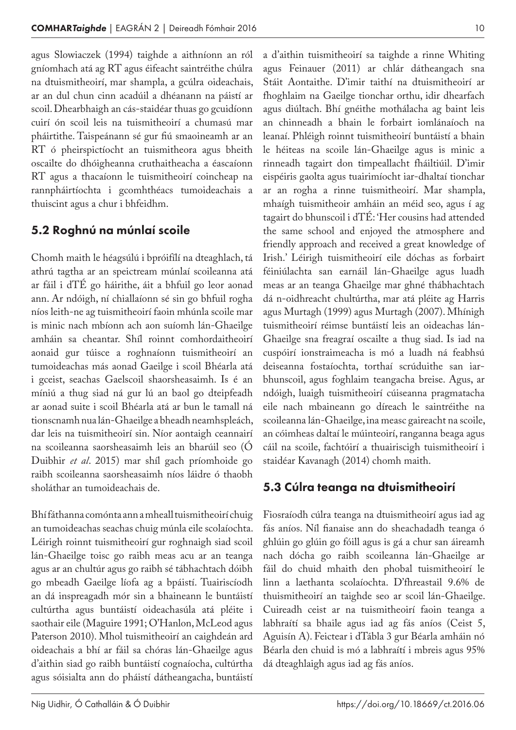agus Slowiaczek (1994) taighde a aithníonn an ról gníomhach atá ag RT agus éifeacht saintréithe chúlra na dtuismitheoirí, mar shampla, a gcúlra oideachais, ar an dul chun cinn acadúil a dhéanann na páistí ar scoil. Dhearbhaigh an cás-staidéar thuas go gcuidíonn cuirí ón scoil leis na tuismitheoirí a chumasú mar pháirtithe. Taispeánann sé gur fiú smaoineamh ar an RT ó pheirspictíocht an tuismitheora agus bheith oscailte do dhóigheanna cruthaitheacha a éascaíonn RT agus a thacaíonn le tuismitheoirí coincheap na rannpháirtíochta i gcomhthéacs tumoideachais a thuiscint agus a chur i bhfeidhm.

## 5.2 Roghnú na múnlaí scoile

Chomh maith le héagsúlú i bpróifílí na dteaghlach, tá athrú tagtha ar an speictream múnlaí scoileanna atá ar fáil i dTÉ go háirithe, áit a bhfuil go leor aonad ann. Ar ndóigh, ní chiallaíonn sé sin go bhfuil rogha níos leith-ne ag tuismitheoirí faoin mhúnla scoile mar is minic nach mbíonn ach aon suíomh lán-Ghaeilge amháin sa cheantar. Shíl roinnt comhordaitheoirí aonaid gur túisce a roghnaíonn tuismitheoirí an tumoideachas más aonad Gaeilge i scoil Bhéarla atá i gceist, seachas Gaelscoil shaorsheasaimh. Is é an míniú a thug siad ná gur lú an baol go dteipfeadh ar aonad suite i scoil Bhéarla atá ar bun le tamall ná tionscnamh nua lán-Ghaeilge a bheadh neamhspleách, dar leis na tuismitheoirí sin. Níor aontaigh ceannairí na scoileanna saorsheasaimh leis an bharúil seo (Ó Duibhir *et al*. 2015) mar shíl gach príomhoide go raibh scoileanna saorsheasaimh níos láidre ó thaobh sholáthar an tumoideachais de.

Bhí fáthanna comónta ann a mheall tuismitheoirí chuig an tumoideachas seachas chuig múnla eile scolaíochta. Léirigh roinnt tuismitheoirí gur roghnaigh siad scoil lán-Ghaeilge toisc go raibh meas acu ar an teanga agus ar an chultúr agus go raibh sé tábhachtach dóibh go mbeadh Gaeilge líofa ag a bpáistí. Tuairiscíodh an dá inspreagadh mór sin a bhaineann le buntáistí cultúrtha agus buntáistí oideachasúla atá pléite i saothair eile (Maguire 1991; O'Hanlon, McLeod agus Paterson 2010). Mhol tuismitheoirí an caighdeán ard oideachais a bhí ar fáil sa chóras lán-Ghaeilge agus d'aithin siad go raibh buntáistí cognaíocha, cultúrtha agus sóisialta ann do pháistí dátheangacha, buntáistí a d'aithin tuismitheoirí sa taighde a rinne Whiting agus Feinauer (2011) ar chlár dátheangach sna Stáit Aontaithe. D'imir taithí na dtuismitheoirí ar fhoghlaim na Gaeilge tionchar orthu, idir dhearfach agus diúltach. Bhí gnéithe mothálacha ag baint leis an chinneadh a bhain le forbairt iomlánaíoch na leanaí. Phléigh roinnt tuismitheoirí buntáistí a bhain le héiteas na scoile lán-Ghaeilge agus is minic a rinneadh tagairt don timpeallacht fháiltiúil. D'imir eispéiris gaolta agus tuairimíocht iar-dhaltaí tionchar ar an rogha a rinne tuismitheoirí. Mar shampla, mhaígh tuismitheoir amháin an méid seo, agus í ag tagairt do bhunscoil i dTÉ: 'Her cousins had attended the same school and enjoyed the atmosphere and friendly approach and received a great knowledge of Irish.' Léirigh tuismitheoirí eile dóchas as forbairt féiniúlachta san earnáil lán-Ghaeilge agus luadh meas ar an teanga Ghaeilge mar ghné thábhachtach dá n-oidhreacht chultúrtha, mar atá pléite ag Harris agus Murtagh (1999) agus Murtagh (2007). Mhínigh tuismitheoirí réimse buntáistí leis an oideachas lán-Ghaeilge sna freagraí oscailte a thug siad. Is iad na cuspóirí ionstraimeacha is mó a luadh ná feabhsú deiseanna fostaíochta, torthaí scrúduithe san iar-bhunscoil, agus foghlaim teangacha breise. Agus, ar ndóigh, luaigh tuismitheoirí cúiseanna pragmatacha eile nach mbaineann go díreach le saintréithe na scoileanna lán-Ghaeilge, ina measc gaireacht na scoile, an cóimheas daltaí le múinteoirí, ranganna beaga agus cáil na scoile, fachtóirí a thuairiscigh tuismitheoirí i staidéar Kavanagh (2014) chomh maith.

## 5.3 Cúlra teanga na dtuismitheoirí

Fiosraíodh cúlra teanga na dtuismitheoirí agus iad ag fás aníos. Níl fianaise ann do sheachadadh teanga ó ghlúin go glúin go fóill agus is gá a chur san áireamh nach dócha go raibh scoileanna lán-Ghaeilge ar fáil do chuid mhaith den phobal tuismitheoirí le linn a laethanta scolaíochta. D'fhreastail 9.6% de thuismitheoirí an taighde seo ar scoil lán-Ghaeilge. Cuireadh ceist ar na tuismitheoirí faoin teanga a labhraítí sa bhaile agus iad ag fás aníos (Ceist 5, Aguisín A). Feictear i dTábla 3 gur Béarla amháin nó Béarla den chuid is mó a labhraítí i mbreis agus 95% dá dteaghlaigh agus iad ag fás aníos.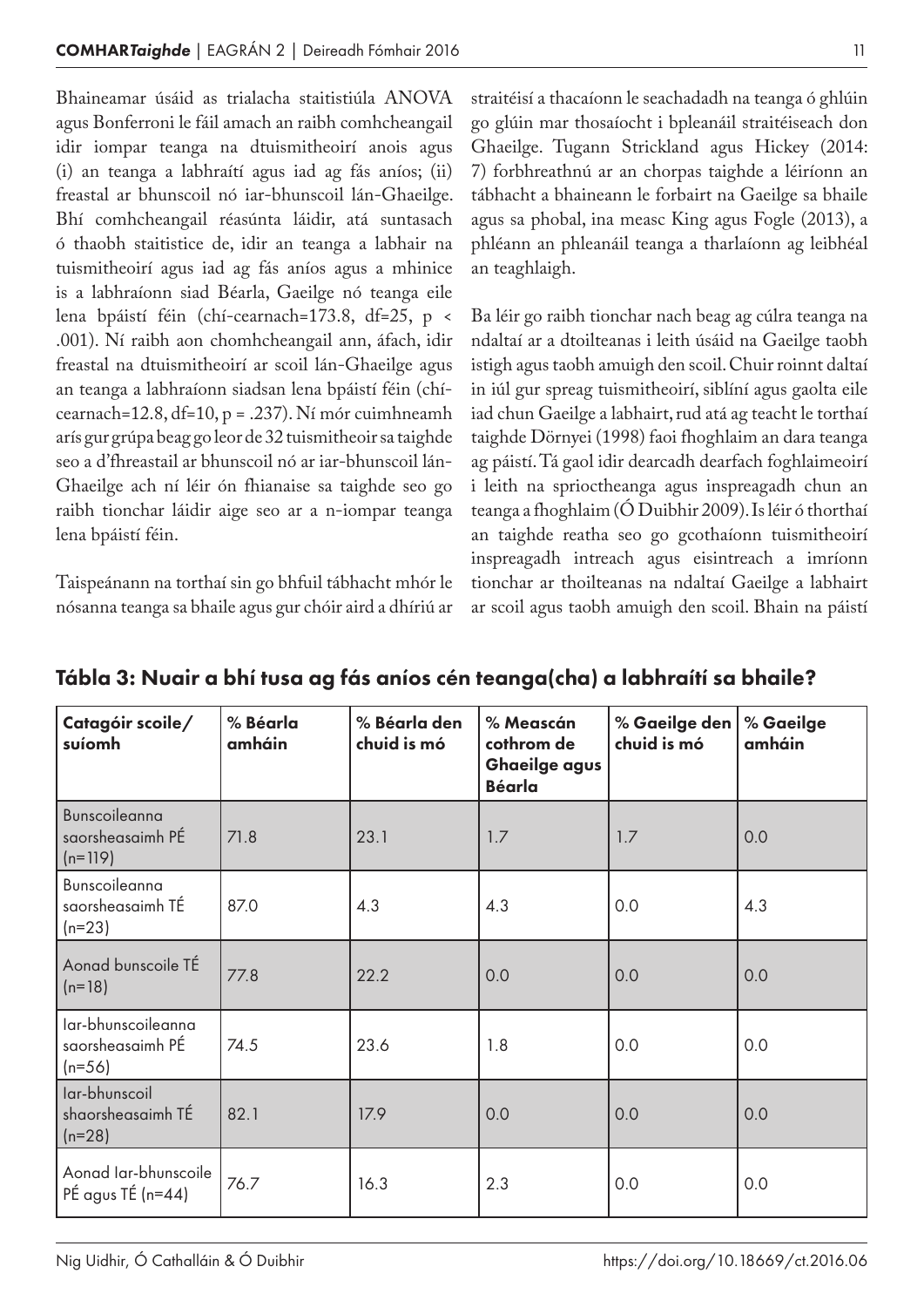Bhaineamar úsáid as trialacha staitistiúla ANOVA agus Bonferroni le fáil amach an raibh comhcheangail idir iompar teanga na dtuismitheoirí anois agus (i) an teanga a labhraítí agus iad ag fás aníos; (ii) freastal ar bhunscoil nó iar-bhunscoil lán-Ghaeilge. Bhí comhcheangail réasúnta láidir, atá suntasach ó thaobh staitistice de, idir an teanga a labhair na tuismitheoirí agus iad ag fás aníos agus a mhinice is a labhraíonn siad Béarla, Gaeilge nó teanga eile lena bpáistí féin (chí-cearnach=173.8, df=25, $p < .001$). Ní raibh aon chomhcheangail ann, áfach, idir freastal na dtuismitheoirí ar scoil lán-Ghaeilge agus an teanga a labhraíonn siadsan lena bpáistí féin (chí-cearnach=12.8, df=10, $p = .237$). Ní mór cuimhneamh arís gur grúpa beag go leor de 32 tuismitheoir sa taighde seo a d'fhreastail ar bhunscoil nó ar iar-bhunscoil lán-Ghaeilge ach ní léir ón fhianaise sa taighde seo go raibh tionchar láidir aige seo ar a n-iompar teanga lena bpáistí féin.

Taispeánann na torthaí sin go bhfuil tábhacht mhór le nósanna teanga sa bhaile agus gur chóir aird a dhíriú ar straitéisí a thacaíonn le seachadadh na teanga ó ghlúin go glúin mar thosaíocht i bpleanáil straitéiseach don Ghaeilge. Tugann Strickland agus Hickey (2014: 7) forbhreathnú ar an chorpas taighde a léiríonn an tábhacht a bhaineann le forbairt na Gaeilge sa bhaile agus sa phobal, ina measc King agus Fogle (2013), a phléann an phleanáil teanga a tharlaíonn ag leibhéal an teaghlaigh.

Ba léir go raibh tionchar nach beag ag cúlra teanga na ndaltaí ar a dtoilteanas i leith úsáid na Gaeilge taobh istigh agus taobh amuigh den scoil. Chuir roinnt daltaí in iúl gur spreag tuismitheoirí, siblíní agus gaolta eile iad chun Gaeilge a labhairt, rud atá ag teacht le torthaí taighde Dörnyei (1998) faoi fhoghlaim an dara teanga ag páistí. Tá gaol idir dearcadh dearfach foghlaimeoirí i leith na sprioctheanga agus inspreagadh chun an teanga a fhoghlaim (Ó Duibhir 2009). Is léir ó thorthaí an taighde reatha seo go gcothaíonn tuismitheoirí inspreagadh intreach agus eisintreach a imríonn tionchar ar thoilteanas na ndaltaí Gaeilge a labhairt ar scoil agus taobh amuigh den scoil. Bhain na páistí

**Tábla 3: Nuair a bhí tusa ag fás aníos cén teanga(cha) a labhraítí sa bhaile?**

| Catagóir scoile/ suíomh | % Béarla amháin | % Béarla den chuid is mó | % Meascán cothrom de Ghaeilge agus Béarla | % Gaeilge den chuid is mó | % Gaeilge amháin |
|---|---|---|---|---|---|
| Bunscoileanna saorsheasaimh PÉ (n=119) | 71.8 | 23.1 | 1.7 | 1.7 | 0.0 |
| Bunscoileanna saorsheasaimh TÉ (n=23) | 87.0 | 4.3 | 4.3 | 0.0 | 4.3 |
| Aonad bunscoile TÉ (n=18) | 77.8 | 22.2 | 0.0 | 0.0 | 0.0 |
| Iar-bhunscoileanna saorsheasaimh PÉ (n=56) | 74.5 | 23.6 | 1.8 | 0.0 | 0.0 |
| Iar-bhunscoil shaorsheasaimh TÉ (n=28) | 82.1 | 17.9 | 0.0 | 0.0 | 0.0 |
| Aonad Iar-bhunscoile PÉ agus TÉ (n=44) | 76.7 | 16.3 | 2.3 | 0.0 | 0.0 |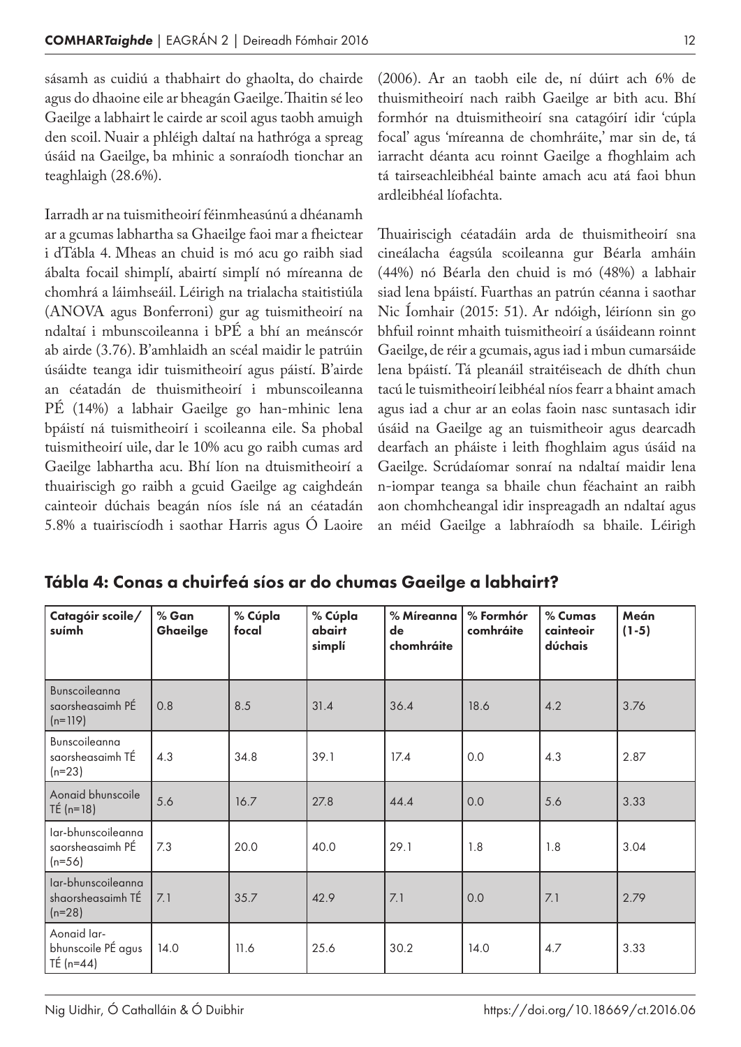sásamh as cuidiú a thabhairt do ghaolta, do chairde agus do dhaoine eile ar bheagán Gaeilge. Thaitin sé leo Gaeilge a labhairt le cairde ar scoil agus taobh amuigh den scoil. Nuair a phléigh daltaí na hathróga a spreag úsáid na Gaeilge, ba mhinic a sonraíodh tionchar an teaghlaigh (28.6%).

Iarradh ar na tuismitheoirí féinmheasúnú a dhéanamh ar a gcumas labhartha sa Ghaeilge faoi mar a fheictear i dTábla 4. Mheas an chuid is mó acu go raibh siad ábalta focail shimplí, abairtí simplí nó míreanna de chomhrá a láimhseáil. Léirigh na trialacha staitistiúla (ANOVA agus Bonferroni) gur ag tuismitheoirí na ndaltaí i mbunscoileanna i bPÉ a bhí an meánscór ab airde (3.76). B'amhlaidh an scéal maidir le patrúin úsáidte teanga idir tuismitheoirí agus páistí. B'airde an céatadán de thuismitheoirí i mbunscoileanna PÉ (14%) a labhair Gaeilge go han-mhinic lena bpáistí ná tuismitheoirí i scoileanna eile. Sa phobal tuismitheoirí uile, dar le 10% acu go raibh cumas ard Gaeilge labhartha acu. Bhí líon na dtuismitheoirí a thuairiscigh go raibh a gcuid Gaeilge ag caighdeán cainteoir dúchais beagán níos ísle ná an céatadán 5.8% a tuairiscíodh i saothar Harris agus Ó Laoire (2006). Ar an taobh eile de, ní dúirt ach 6% de thuismitheoirí nach raibh Gaeilge ar bith acu. Bhí formhór na dtuismitheoirí sna catagóirí idir 'cúpla focal' agus 'míreanna de chomhráite,' mar sin de, tá iarracht déanta acu roinnt Gaeilge a fhoghlaim ach tá tairseachleibhéal bainte amach acu atá faoi bhun ardleibhéal líofachta.

Thuairiscigh céatadáin arda de thuismitheoirí sna cineálacha éagsúla scoileanna gur Béarla amháin (44%) nó Béarla den chuid is mó (48%) a labhair siad lena bpáistí. Fuarthas an patrún céanna i saothar Nic Íomhair (2015: 51). Ar ndóigh, léiríonn sin go bhfuil roinnt mhaith tuismitheoirí a úsáideann roinnt Gaeilge, de réir a gcumais, agus iad i mbun cumarsáide lena bpáistí. Tá pleanáil straitéiseach de dhíth chun tacú le tuismitheoirí leibhéal níos fearr a bhaint amach agus iad a chur ar an eolas faoin nasc suntasach idir úsáid na Gaeilge ag an tuismitheoir agus dearcadh dearfach an pháiste i leith fhoghlaim agus úsáid na Gaeilge. Scrúdaíomar sonraí na ndaltaí maidir lena n-iompar teanga sa bhaile chun féachaint an raibh aon chomhcheangal idir inspreagadh an ndaltaí agus an méid Gaeilge a labhraíodh sa bhaile. Léirigh

**Tábla 4: Conas a chuirfeá síos ar do chumas Gaeilge a labhairt?**

| Catagóir scoile/ suímh | % Gan Ghaeilge | % Cúpla focal | % Cúpla abairt simplí | % Míreanna de chomhráite | % Formhór comhráite | % Cumas cainteoir dúchais | Meán (1-5) |
|---|---|---|---|---|---|---|---|
| Bunscoileanna saorsheasaimh PÉ (n=119) | 0.8 | 8.5 | 31.4 | 36.4 | 18.6 | 4.2 | 3.76 |
| Bunscoileanna saorsheasaimh TÉ (n=23) | 4.3 | 34.8 | 39.1 | 17.4 | 0.0 | 4.3 | 2.87 |
| Aonaid bhunscoile TÉ (n=18) | 5.6 | 16.7 | 27.8 | 44.4 | 0.0 | 5.6 | 3.33 |
| Iar-bhunscoileanna saorsheasaimh PÉ (n=56) | 7.3 | 20.0 | 40.0 | 29.1 | 1.8 | 1.8 | 3.04 |
| Iar-bhunscoileanna shaorsheasaimh TÉ (n=28) | 7.1 | 35.7 | 42.9 | 7.1 | 0.0 | 7.1 | 2.79 |
| Aonaid Iar-bhunscoile PÉ agus TÉ (n=44) | 14.0 | 11.6 | 25.6 | 30.2 | 14.0 | 4.7 | 3.33 |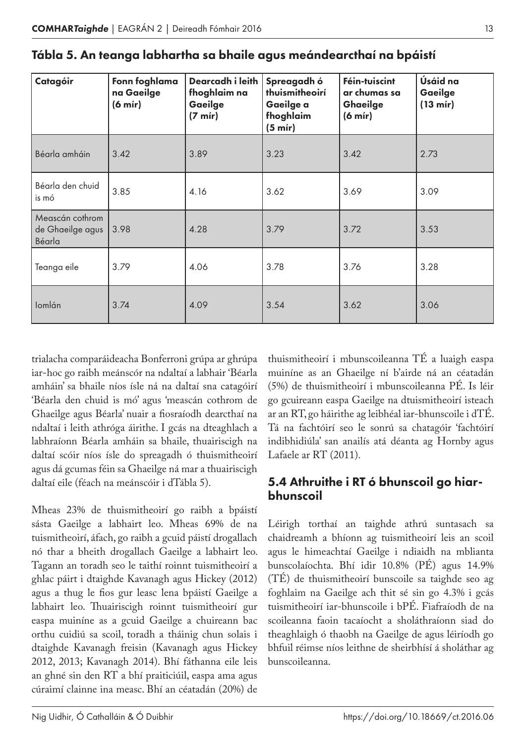## Tábla 5. An teanga labhartha sa bhaile agus meándearcthaí na bpáistí

| Catagóir | Fonn foghlama na Gaeilge (6 mír) | Dearcadh i leith fhoghlaim na Gaeilge (7 mír) | Spreagadh ó thuismitheoirí Gaeilge a fhoghlaim (5 mír) | Féin-tuiscint ar chumas sa Ghaeilge (6 mír) | Úsáid na Gaeilge (13 mír) |
|---|---|---|---|---|---|
| Béarla amháin | 3.42 | 3.89 | 3.23 | 3.42 | 2.73 |
| Béarla den chuid is mó | 3.85 | 4.16 | 3.62 | 3.69 | 3.09 |
| Meascán cothrom de Ghaeilge agus Béarla | 3.98 | 4.28 | 3.79 | 3.72 | 3.53 |
| Teanga eile | 3.79 | 4.06 | 3.78 | 3.76 | 3.28 |
| Iomlán | 3.74 | 4.09 | 3.54 | 3.62 | 3.06 |

trialacha comparáideacha Bonferroni grúpa ar ghrúpa iar-hoc go raibh meánscór na ndaltaí a labhair 'Béarla amháin' sa bhaile níos ísle ná na daltaí sna catagóirí 'Béarla den chuid is mó' agus 'meascán cothrom de Ghaeilge agus Béarla' nuair a fiosraíodh dearcthaí na ndaltaí i leith athróga áirithe. I gcás na dteaghlach a labhraíonn Béarla amháin sa bhaile, thuairiscigh na daltaí scóir níos ísle do spreagadh ó thuismitheoirí agus dá gcumas féin sa Ghaeilge ná mar a thuairiscigh daltaí eile (féach na meánscóir i dTábla 5).

Mheas 23% de thuismitheoirí go raibh a bpáistí sásta Gaeilge a labhairt leo. Mheas 69% de na tuismitheoirí, áfach, go raibh a gcuid páistí drogallach nó thar a bheith drogallach Gaeilge a labhairt leo. Tagann an toradh seo le taithí roinnt tuismitheoirí a ghlac páirt i dtaighde Kavanagh agus Hickey (2012) agus a thug le fios gur leasc lena bpáistí Gaeilge a labhairt leo. Thuairiscigh roinnt tuismitheoirí gur easpa muiníne as a gcuid Gaeilge a chuireann bac orthu cuidiú sa scoil, toradh a tháinig chun solais i dtaighde Kavanagh freisin (Kavanagh agus Hickey 2012, 2013; Kavanagh 2014). Bhí fáthanna eile leis an ghné sin den RT a bhí praiticiúil, easpa ama agus cúraimí clainne ina measc. Bhí an céatadán (20%) de thuismitheoirí i mbunscoileanna TÉ a luaigh easpa muiníne as an Ghaeilge ní b'airde ná an céatadán (5%) de thuismitheoirí i mbunscoileanna PÉ. Is léir go gcuireann easpa Gaeilge na dtuismitheoirí isteach ar an RT, go háirithe ag leibhéal iar-bhunscoile i dTÉ. Tá na fachtóirí seo le sonrú sa chatagóir 'fachtóirí indibhidiúla' san anailís atá déanta ag Hornby agus Lafaele ar RT (2011).

### 5.4 Athruithe i RT ó bhunscoil go hiar-bhunscoil

Léirigh torthaí an taighde athrú suntasach sa chaidreamh a bhíonn ag tuismitheoirí leis an scoil agus le himeachtaí Gaeilge i ndiaidh na mblianta bunscolaíochta. Bhí idir 10.8% (PÉ) agus 14.9% (TÉ) de thuismitheoirí bunscoile sa taighde seo ag foghlaim na Gaeilge ach thit sé sin go 4.3% i gcás tuismitheoirí iar-bhunscoile i bPÉ. Fiafraíodh de na scoileanna faoin tacaíocht a sholáthraíonn siad do theaghlaigh ó thaobh na Gaeilge de agus léiríodh go bhfuil réimse níos leithne de sheirbhísí á sholáthar ag bunscoileanna.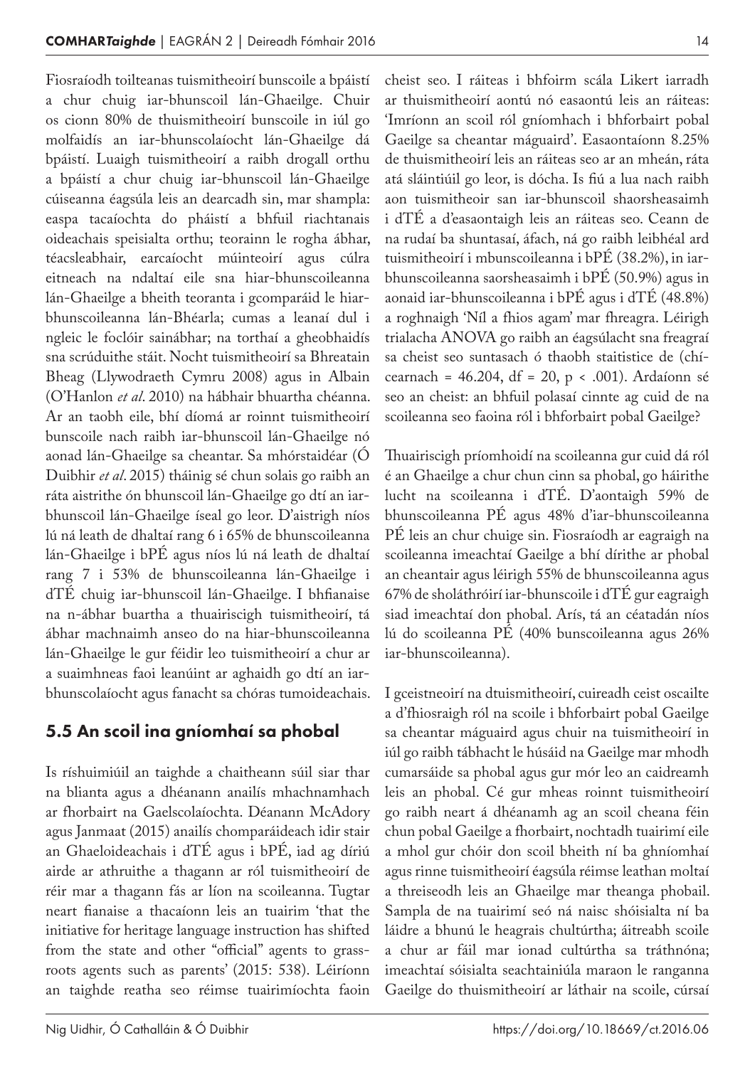Fiosraíodh toilteanas tuismitheoirí bunscoile a bpáistí a chur chuig iar-bhunscoil lán-Ghaeilge. Chuir os cionn 80% de thuismitheoirí bunscoile in iúl go molfaidís an iar-bhunscolaíocht lán-Ghaeilge dá bpáistí. Luaigh tuismitheoirí a raibh drogall orthu a bpáistí a chur chuig iar-bhunscoil lán-Ghaeilge cúiseanna éagsúla leis an dearcadh sin, mar shampla: easpa tacaíochta do pháistí a bhfuil riachtanais oideachais speisialta orthu; teorainn le rogha ábhar, téacsleabhair, earcaíocht múinteoirí agus cúlra eitneach na ndaltaí eile sna hiar-bhunscoileanna lán-Ghaeilge a bheith teoranta i gcomparáid le hiar-bhunscoileanna lán-Bhéarla; cumas a leanaí dul i ngleic le foclóir sainábhar; na torthaí a gheobhaidís sna scrúduithe stáit. Nocht tuismitheoirí sa Bhreatain Bheag (Llywodraeth Cymru 2008) agus in Albain (O'Hanlon *et al*. 2010) na hábhair bhuartha chéanna. Ar an taobh eile, bhí díomá ar roinnt tuismitheoirí bunscoile nach raibh iar-bhunscoil lán-Ghaeilge nó aonad lán-Ghaeilge sa cheantar. Sa mhórstaidéar (Ó Duibhir *et al*. 2015) tháinig sé chun solais go raibh an ráta aistrithe ón bhunscoil lán-Ghaeilge go dtí an iar-bhunscoil lán-Ghaeilge íseal go leor. D'aistrigh níos lú ná leath de dhaltaí rang 6 i 65% de bhunscoileanna lán-Ghaeilge i bPÉ agus níos lú ná leath de dhaltaí rang 7 i 53% de bhunscoileanna lán-Ghaeilge i dTÉ chuig iar-bhunscoil lán-Ghaeilge. I bhfianaise na n-ábhar buartha a thuairiscigh tuismitheoirí, tá ábhar machnaimh anseo do na hiar-bhunscoileanna lán-Ghaeilge le gur féidir leo tuismitheoirí a chur ar a suaimhneas faoi leanúint ar aghaidh go dtí an iar-bhunscolaíocht agus fanacht sa chóras tumoideachais.

## 5.5 An scoil ina gníomhaí sa phobal

Is ríshuimiúil an taighde a chaitheann súil siar thar na blianta agus a dhéanann anailís mhachnamhach ar fhorbairt na Gaelscolaíochta. Déanann McAdory agus Janmaat (2015) anailís chomparáideach idir stair an Ghaeloideachais i dTÉ agus i bPÉ, iad ag díriú airde ar athruithe a thagann ar ról tuismitheoirí de réir mar a thagann fás ar líon na scoileanna. Tugtar neart fianaise a thacaíonn leis an tuairim 'that the initiative for heritage language instruction has shifted from the state and other "official" agents to grass-roots agents such as parents' (2015: 538). Léiríonn an taighde reatha seo réimse tuairimíochta faoin cheist seo. I ráiteas i bhfoirm scála Likert iarradh ar thuismitheoirí aontú nó easaontú leis an ráiteas: 'Imríonn an scoil ról gníomhach i bhforbairt pobal Gaeilge sa cheantar máguaird'. Easaontaíonn 8.25% de thuismitheoirí leis an ráiteas seo ar an mheán, ráta atá sláintiúil go leor, is dócha. Is fiú a lua nach raibh aon tuismitheoir san iar-bhunscoil shaorsheasaimh i dTÉ a d'easaontaigh leis an ráiteas seo. Ceann de na rudaí ba shuntasaí, áfach, ná go raibh leibhéal ard tuismitheoirí i mbunscoileanna i bPÉ (38.2%), in iar-bhunscoileanna saorsheasaimh i bPÉ (50.9%) agus in aonaid iar-bhunscoileanna i bPÉ agus i dTÉ (48.8%) a roghnaigh 'Níl a fhios agam' mar fhreagra. Léirigh trialacha ANOVA go raibh an éagsúlacht sna freagraí sa cheist seo suntasach ó thaobh staitistice de (chí-cearnach = 46.204, df = 20, $p < .001$). Ardaíonn sé seo an cheist: an bhfuil polasaí cinnte ag cuid de na scoileanna seo faoina ról i bhforbairt pobal Gaeilge?

Thuairiscigh príomhoidí na scoileanna gur cuid dá ról é an Ghaeilge a chur chun cinn sa phobal, go háirithe lucht na scoileanna i dTÉ. D'aontaigh 59% de bhunscoileanna PÉ agus 48% d'iar-bhunscoileanna PÉ leis an chur chuige sin. Fiosraíodh ar eagraigh na scoileanna imeachtaí Gaeilge a bhí dírithe ar phobal an cheantair agus léirigh 55% de bhunscoileanna agus 67% de sholáthróirí iar-bhunscoile i dTÉ gur eagraigh siad imeachtaí don phobal. Arís, tá an céatadán níos lú do scoileanna PÉ (40% bunscoileanna agus 26% iar-bhunscoileanna).

I gceistneoirí na dtuismitheoirí, cuireadh ceist oscailte a d'fhiosraigh ról na scoile i bhforbairt pobal Gaeilge sa cheantar máguaird agus chuir na tuismitheoirí in iúl go raibh tábhacht le húsáid na Gaeilge mar mhodh cumarsáide sa phobal agus gur mór leo an caidreamh leis an phobal. Cé gur mheas roinnt tuismitheoirí go raibh neart á dhéanamh ag an scoil cheana féin chun pobal Gaeilge a fhorbairt, nochtadh tuairimí eile a mhol gur chóir don scoil bheith ní ba ghníomhaí agus rinne tuismitheoirí éagsúla réimse leathan moltaí a threiseodh leis an Ghaeilge mar theanga phobail. Sampla de na tuairimí seó ná naisc shóisialta ní ba láidre a bhunú le heagrais chultúrtha; áitreabh scoile a chur ar fáil mar ionad cultúrtha sa tráthnóna; imeachtaí sóisialta seachtainiúla maraon le ranganna Gaeilge do thuismitheoirí ar láthair na scoile, cúrsaí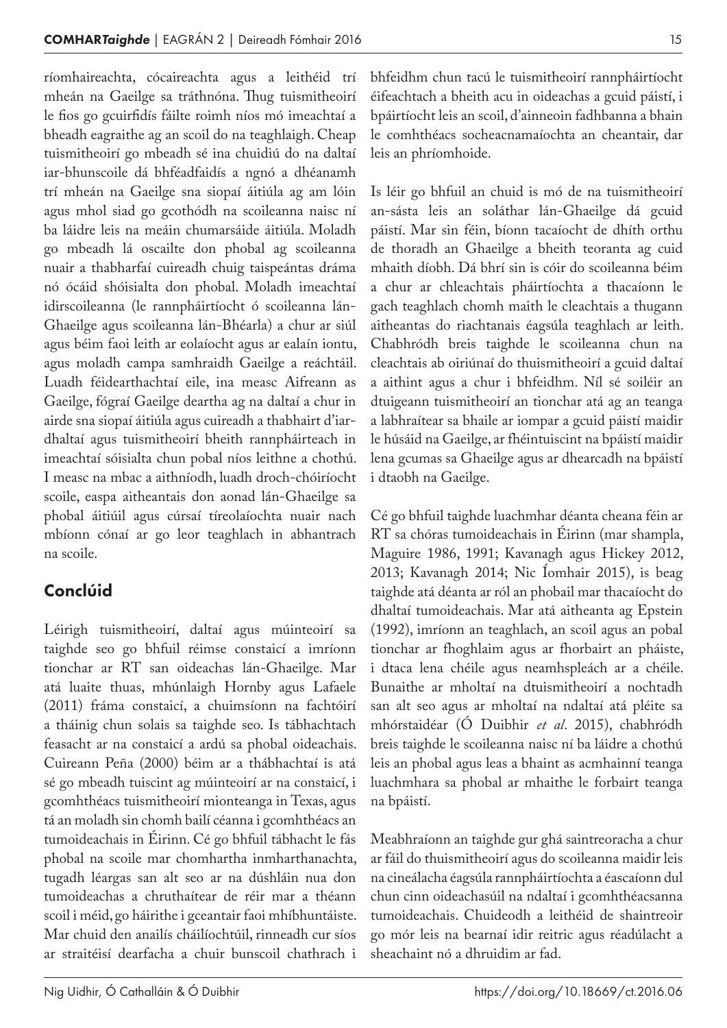ríomhaireachta, cócaireachta agus a leithéid trí mheán na Gaeilge sa tráthnóna. Thug tuismitheoirí le fios go gcuirfidís fáilte roimh níos mó imeachtaí a bheadh eagraithe ag an scoil do na teaghlaigh. Cheap tuismitheoirí go mbeadh sé ina chuidiú do na daltaí iar-bhunscoile dá bhféadfaidís a ngnó a dhéanamh trí mheán na Gaeilge sna siopaí áitiúla ag am lóin agus mhol siad go gcothódh na scoileanna naisc ní ba láidre leis na meáin chumarsáide áitiúla. Moladh go mbeadh lá oscailte don phobal ag scoileanna nuair a thabharfaí cuireadh chuig taispeántas dráma nó ócáid shóisialta don phobal. Moladh imeachtaí idirscoileanna (le rannpháirtíocht ó scoileanna lán-Ghaeilge agus scoileanna lán-Bhéarla) a chur ar siúl agus béim faoi leith ar eolaíocht agus ar ealaín iontu, agus moladh campa samhraidh Gaeilge a reáchtáil. Luadh féidearthachtaí eile, ina measc Aifreann as Gaeilge, fógraí Gaeilge deartha ag na daltaí a chur in airde sna siopaí áitiúla agus cuireadh a thabhairt d'iar-dhaltaí agus tuismitheoirí bheith rannpháirteach in imeachtaí sóisialta chun pobal níos leithne a chothú. I measc na mbac a aithníodh, luadh droch-chóiríocht scoile, easpa aitheantais don aonad lán-Ghaeilge sa phobal áitiúil agus cúrsaí tíreolaíochta nuair nach mbíonn cónaí ar go leor teaghlach in abhantrach na scoile.

## Conclúid

Léirigh tuismitheoirí, daltaí agus múinteoirí sa taighde seo go bhfuil réimse constaicí a imríonn tionchar ar RT san oideachas lán-Ghaeilge. Mar atá luaite thuas, mhúnlaigh Hornby agus Lafaele (2011) fráma constaicí, a chuimsíonn na fachtóirí a tháinig chun solais sa taighde seo. Is tábhachtach feasacht ar na constaicí a ardú sa phobal oideachais. Cuireann Peña (2000) béim ar a thábhachtaí is atá sé go mbeadh tuiscint ag múinteoirí ar na constaicí, i gcomhthéacs tuismitheoirí mionteanga in Texas, agus tá an moladh sin chomh bailí céanna i gcomhthéacs an tumoideachais in Éirinn. Cé go bhfuil tábhacht le fás phobal na scoile mar chomhartha inmharthanachta, tugadh léargas san alt seo ar na dúshláin nua don tumoideachas a chruthaítear de réir mar a théann scoil i méid, go háirithe i gceantair faoi mhíbhuntáiste. Mar chuid den anailís cháilíochtúil, rinneadh cur síos ar straitéisí dearfacha a chuir bunscoil chathrach i bhfeidhm chun tacú le tuismitheoirí rannpháirtíocht éifeachtach a bheith acu in oideachas a gcuid páistí, i bpáirtíocht leis an scoil, d'ainneoin fadhbanna a bhain le comhthéacs socheacnamaíochta an cheantair, dar leis an phríomhoide.

Is léir go bhfuil an chuid is mó de na tuismitheoirí an-sásta leis an soláthar lán-Ghaeilge dá gcuid páistí. Mar sin féin, bíonn tacaíocht de dhíth orthu de thoradh an Ghaeilge a bheith teoranta ag cuid mhaith díobh. Dá bhrí sin is cóir do scoileanna béim a chur ar chleachtais pháirtíochta a thacaíonn le gach teaghlach chomh maith le cleachtais a thugann aitheantas do riachtanais éagsúla teaghlach ar leith. Chabhródh breis taighde le scoileanna chun na cleachtais ab oiriúnaí do thuismitheoirí a gcuid daltaí a aithint agus a chur i bhfeidhm. Níl sé soiléir an dtuigeann tuismitheoirí an tionchar atá ag an teanga a labhraítear sa bhaile ar iompar a gcuid páistí maidir le húsáid na Gaeilge, ar fhéintuiscint na bpáistí maidir lena gcumas sa Ghaeilge agus ar dhearcadh na bpáistí i dtaobh na Gaeilge.

Cé go bhfuil taighde luachmhar déanta cheana féin ar RT sa chóras tumoideachais in Éirinn (mar shampla, Maguire 1986, 1991; Kavanagh agus Hickey 2012, 2013; Kavanagh 2014; Nic Íomhair 2015), is beag taighde atá déanta ar ról an phobail mar thacaíocht do dhaltaí tumoideachais. Mar atá aitheanta ag Epstein (1992), imríonn an teaghlach, an scoil agus an pobal tionchar ar fhoghlaim agus ar fhorbairt an pháiste, i dtaca lena chéile agus neamhspleách ar a chéile. Bunaithe ar mholtaí na dtuismitheoirí a nochtadh san alt seo agus ar mholtaí na ndaltaí atá pléite sa mhórstaidéar (Ó Duibhir *et al*. 2015), chabhródh breis taighde le scoileanna naisc ní ba láidre a chothú leis an phobal agus leas a bhaint as acmhainní teanga luachmhara sa phobal ar mhaithe le forbairt teanga na bpáistí.

Meabhraíonn an taighde gur ghá saintreoracha a chur ar fáil do thuismitheoirí agus do scoileanna maidir leis na cineálacha éagsúla rannpháirtíochta a éascaíonn dul chun cinn oideachasúil na ndaltaí i gcomhthéacsanna tumoideachais. Chuideodh a leithéid de shaintreoir go mór leis na bearnaí idir reitric agus réadúlacht a sheachaint nó a dhruidim ar fad.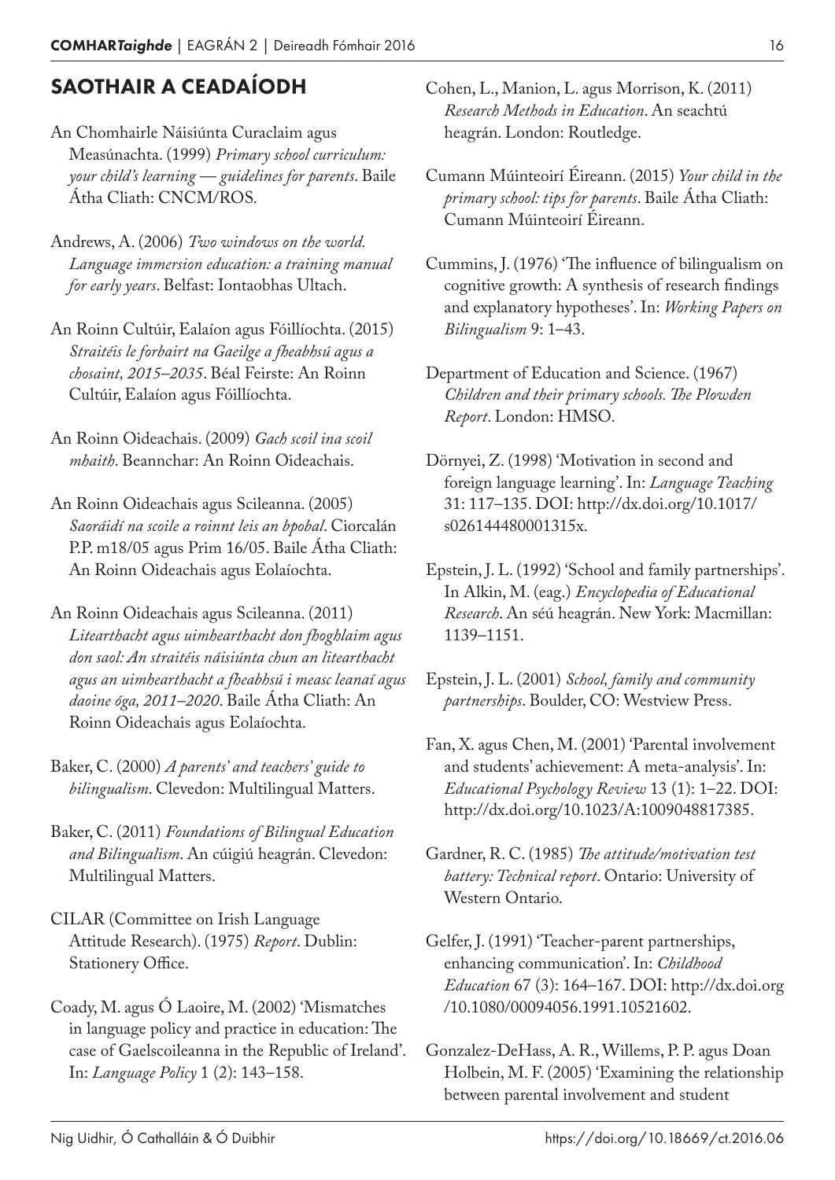## SAOTHAIR A CEADAÍODH

An Chomhairle Náisiúnta Curaclaim agus Measúnachta. (1999) *Primary school curriculum: your child's learning — guidelines for parents*. Baile Átha Cliath: CNCM/ROS.

Andrews, A. (2006) *Two windows on the world. Language immersion education: a training manual for early years*. Belfast: Iontaobhas Ultach.

An Roinn Cultúir, Ealaíon agus Fóillíochta. (2015) *Straitéis le forbairt na Gaeilge a fheabhsú agus a chosaint, 2015–2035*. Béal Feirste: An Roinn Cultúir, Ealaíon agus Fóillíochta.

An Roinn Oideachais. (2009) *Gach scoil ina scoil mhaith*. Beannchar: An Roinn Oideachais.

An Roinn Oideachais agus Scileanna. (2005) *Saoráidí na scoile a roinnt leis an bpobal*. Ciorcalán P.P. m18/05 agus Prim 16/05. Baile Átha Cliath: An Roinn Oideachais agus Eolaíochta.

An Roinn Oideachais agus Scileanna. (2011) *Litearthacht agus uimhearthacht don fhoghlaim agus don saol: An straitéis náisiúnta chun an litearthacht agus an uimhearthacht a fheabhsú i measc leanaí agus daoine óga, 2011–2020*. Baile Átha Cliath: An Roinn Oideachais agus Eolaíochta.

Baker, C. (2000) *A parents' and teachers' guide to bilingualism*. Clevedon: Multilingual Matters.

Baker, C. (2011) *Foundations of Bilingual Education and Bilingualism*. An cúigiú heagrán. Clevedon: Multilingual Matters.

CILAR (Committee on Irish Language Attitude Research). (1975) *Report*. Dublin: Stationery Office.

Coady, M. agus Ó Laoire, M. (2002) 'Mismatches in language policy and practice in education: The case of Gaelscoileanna in the Republic of Ireland'. In: *Language Policy* 1 (2): 143–158.

Cohen, L., Manion, L. agus Morrison, K. (2011) *Research Methods in Education*. An seachtú heagrán. London: Routledge.

Cumann Múinteoirí Éireann. (2015) *Your child in the primary school: tips for parents*. Baile Átha Cliath: Cumann Múinteoirí Éireann.

Cummins, J. (1976) 'The influence of bilingualism on cognitive growth: A synthesis of research findings and explanatory hypotheses'. In: *Working Papers on Bilingualism* 9: 1–43.

Department of Education and Science. (1967) *Children and their primary schools. The Plowden Report*. London: HMSO.

Dörnyei, Z. (1998) 'Motivation in second and foreign language learning'. In: *Language Teaching* 31: 117–135. DOI: http://dx.doi.org/10.1017/s026144480001315x.

Epstein, J. L. (1992) 'School and family partnerships'. In Alkin, M. (eag.) *Encyclopedia of Educational Research*. An séú heagrán. New York: Macmillan: 1139–1151.

Epstein, J. L. (2001) *School, family and community partnerships*. Boulder, CO: Westview Press.

Fan, X. agus Chen, M. (2001) 'Parental involvement and students' achievement: A meta-analysis'. In: *Educational Psychology Review* 13 (1): 1–22. DOI: http://dx.doi.org/10.1023/A:1009048817385.

Gardner, R. C. (1985) *The attitude/motivation test battery: Technical report*. Ontario: University of Western Ontario.

Gelfer, J. (1991) 'Teacher-parent partnerships, enhancing communication'. In: *Childhood Education* 67 (3): 164–167. DOI: http://dx.doi.org/10.1080/00094056.1991.10521602.

Gonzalez-DeHass, A. R., Willems, P. P. agus Doan Holbein, M. F. (2005) 'Examining the relationship between parental involvement and student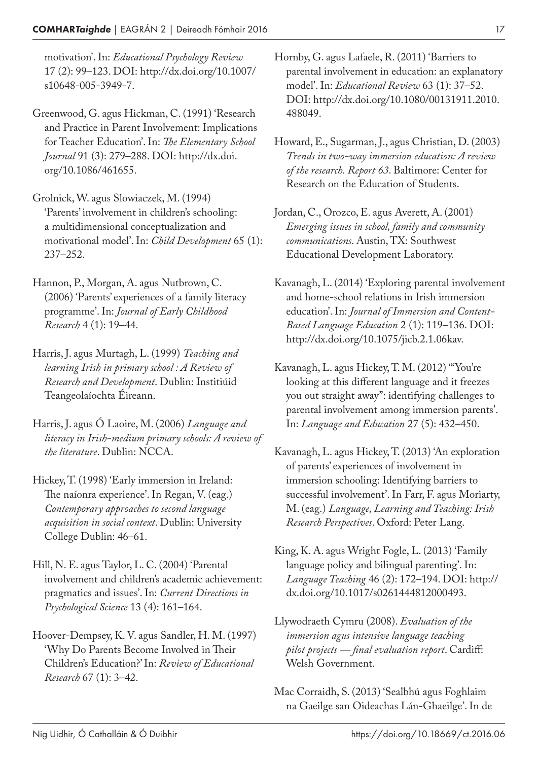motivation'. In: *Educational Psychology Review* 17 (2): 99–123. DOI: http://dx.doi.org/10.1007/s10648-005-3949-7.

Greenwood, G. agus Hickman, C. (1991) 'Research and Practice in Parent Involvement: Implications for Teacher Education'. In: *The Elementary School Journal* 91 (3): 279–288. DOI: http://dx.doi.org/10.1086/461655.

Grolnick, W. agus Slowiaczek, M. (1994) 'Parents' involvement in children's schooling: a multidimensional conceptualization and motivational model'. In: *Child Development* 65 (1): 237–252.

Hannon, P., Morgan, A. agus Nutbrown, C. (2006) 'Parents' experiences of a family literacy programme'. In: *Journal of Early Childhood Research* 4 (1): 19–44.

Harris, J. agus Murtagh, L. (1999) *Teaching and learning Irish in primary school : A Review of Research and Development*. Dublin: Institiúid Teangeolaíochta Éireann.

Harris, J. agus Ó Laoire, M. (2006) *Language and literacy in Irish-medium primary schools: A review of the literature*. Dublin: NCCA.

Hickey, T. (1998) 'Early immersion in Ireland: The naíonra experience'. In Regan, V. (eag.) *Contemporary approaches to second language acquisition in social context*. Dublin: University College Dublin: 46–61.

Hill, N. E. agus Taylor, L. C. (2004) 'Parental involvement and children's academic achievement: pragmatics and issues'. In: *Current Directions in Psychological Science* 13 (4): 161–164.

Hoover-Dempsey, K. V. agus Sandler, H. M. (1997) 'Why Do Parents Become Involved in Their Children's Education?' In: *Review of Educational Research* 67 (1): 3–42.

Hornby, G. agus Lafaele, R. (2011) 'Barriers to parental involvement in education: an explanatory model'. In: *Educational Review* 63 (1): 37–52. DOI: http://dx.doi.org/10.1080/00131911.2010.488049.

Howard, E., Sugarman, J., agus Christian, D. (2003) *Trends in two-way immersion education: A review of the research. Report 63*. Baltimore: Center for Research on the Education of Students.

Jordan, C., Orozco, E. agus Averett, A. (2001) *Emerging issues in school, family and community communications*. Austin, TX: Southwest Educational Development Laboratory.

Kavanagh, L. (2014) 'Exploring parental involvement and home-school relations in Irish immersion education'. In: *Journal of Immersion and Content-Based Language Education* 2 (1): 119–136. DOI: http://dx.doi.org/10.1075/jicb.2.1.06kav.

Kavanagh, L. agus Hickey, T. M. (2012) '"You're looking at this different language and it freezes you out straight away": identifying challenges to parental involvement among immersion parents'. In: *Language and Education* 27 (5): 432–450.

Kavanagh, L. agus Hickey, T. (2013) 'An exploration of parents' experiences of involvement in immersion schooling: Identifying barriers to successful involvement'. In Farr, F. agus Moriarty, M. (eag.) *Language, Learning and Teaching: Irish Research Perspectives*. Oxford: Peter Lang.

King, K. A. agus Wright Fogle, L. (2013) 'Family language policy and bilingual parenting'. In: *Language Teaching* 46 (2): 172–194. DOI: http://dx.doi.org/10.1017/s0261444812000493.

Llywodraeth Cymru (2008). *Evaluation of the immersion agus intensive language teaching pilot projects — final evaluation report*. Cardiff: Welsh Government.

Mac Corraidh, S. (2013) 'Sealbhú agus Foghlaim na Gaeilge san Oideachas Lán-Ghaeilge'. In de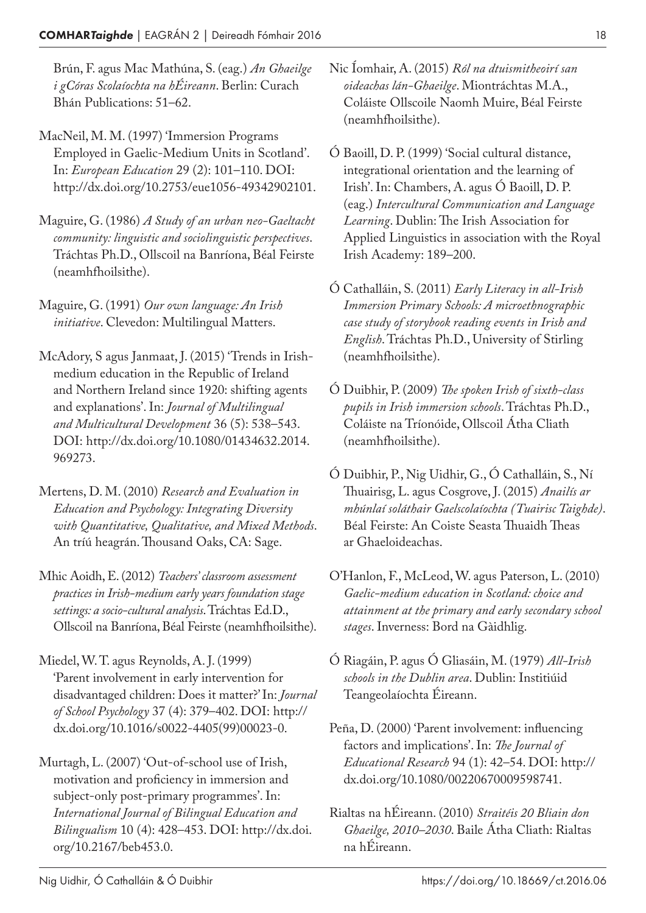Brún, F. agus Mac Mathúna, S. (eag.) *An Ghaeilge i gCóras Scolaíochta na hÉireann*. Berlin: Curach Bhán Publications: 51–62.

MacNeil, M. M. (1997) 'Immersion Programs Employed in Gaelic-Medium Units in Scotland'. In: *European Education* 29 (2): 101–110. DOI: http://dx.doi.org/10.2753/eue1056-49342902101.

Maguire, G. (1986) *A Study of an urban neo-Gaeltacht community: linguistic and sociolinguistic perspectives*. Tráchtas Ph.D., Ollscoil na Banríona, Béal Feirste (neamhfhoilsithe).

Maguire, G. (1991) *Our own language: An Irish initiative*. Clevedon: Multilingual Matters.

McAdory, S agus Janmaat, J. (2015) 'Trends in Irish-medium education in the Republic of Ireland and Northern Ireland since 1920: shifting agents and explanations'. In: *Journal of Multilingual and Multicultural Development* 36 (5): 538–543. DOI: http://dx.doi.org/10.1080/01434632.2014.969273.

Mertens, D. M. (2010) *Research and Evaluation in Education and Psychology: Integrating Diversity with Quantitative, Qualitative, and Mixed Methods*. An tríú heagrán. Thousand Oaks, CA: Sage.

Mhic Aoidh, E. (2012) *Teachers' classroom assessment practices in Irish-medium early years foundation stage settings: a socio-cultural analysis*. Tráchtas Ed.D., Ollscoil na Banríona, Béal Feirste (neamhfhoilsithe).

Miedel, W. T. agus Reynolds, A. J. (1999) 'Parent involvement in early intervention for disadvantaged children: Does it matter?' In: *Journal of School Psychology* 37 (4): 379–402. DOI: http://dx.doi.org/10.1016/s0022-4405(99)00023-0.

Murtagh, L. (2007) 'Out-of-school use of Irish, motivation and proficiency in immersion and subject-only post-primary programmes'. In: *International Journal of Bilingual Education and Bilingualism* 10 (4): 428–453. DOI: http://dx.doi.org/10.2167/beb453.0.

Nic Íomhair, A. (2015) *Ról na dtuismitheoirí san oideachas lán-Ghaeilge*. Miontráchtas M.A., Coláiste Ollscoile Naomh Muire, Béal Feirste (neamhfhoilsithe).

Ó Baoill, D. P. (1999) 'Social cultural distance, integrational orientation and the learning of Irish'. In: Chambers, A. agus Ó Baoill, D. P. (eag.) *Intercultural Communication and Language Learning*. Dublin: The Irish Association for Applied Linguistics in association with the Royal Irish Academy: 189–200.

Ó Cathalláin, S. (2011) *Early Literacy in all-Irish Immersion Primary Schools: A microethnographic case study of storybook reading events in Irish and English*. Tráchtas Ph.D., University of Stirling (neamhfhoilsithe).

Ó Duibhir, P. (2009) *The spoken Irish of sixth-class pupils in Irish immersion schools*. Tráchtas Ph.D., Coláiste na Tríonóide, Ollscoil Átha Cliath (neamhfhoilsithe).

Ó Duibhir, P., Nig Uidhir, G., Ó Cathalláin, S., Ní Thuairisg, L. agus Cosgrove, J. (2015) *Anailís ar mhúnlaí soláthair Gaelscolaíochta (Tuairisc Taighde)*. Béal Feirste: An Coiste Seasta Thuaidh Theas ar Ghaeloideachas.

O'Hanlon, F., McLeod, W. agus Paterson, L. (2010) *Gaelic-medium education in Scotland: choice and attainment at the primary and early secondary school stages*. Inverness: Bord na Gàidhlig.

Ó Riagáin, P. agus Ó Gliasáin, M. (1979) *All-Irish schools in the Dublin area*. Dublin: Institiúid Teangeolaíochta Éireann.

Peña, D. (2000) 'Parent involvement: influencing factors and implications'. In: *The Journal of Educational Research* 94 (1): 42–54. DOI: http://dx.doi.org/10.1080/00220670009598741.

Rialtas na hÉireann. (2010) *Straitéis 20 Bliain don Ghaeilge, 2010–2030*. Baile Átha Cliath: Rialtas na hÉireann.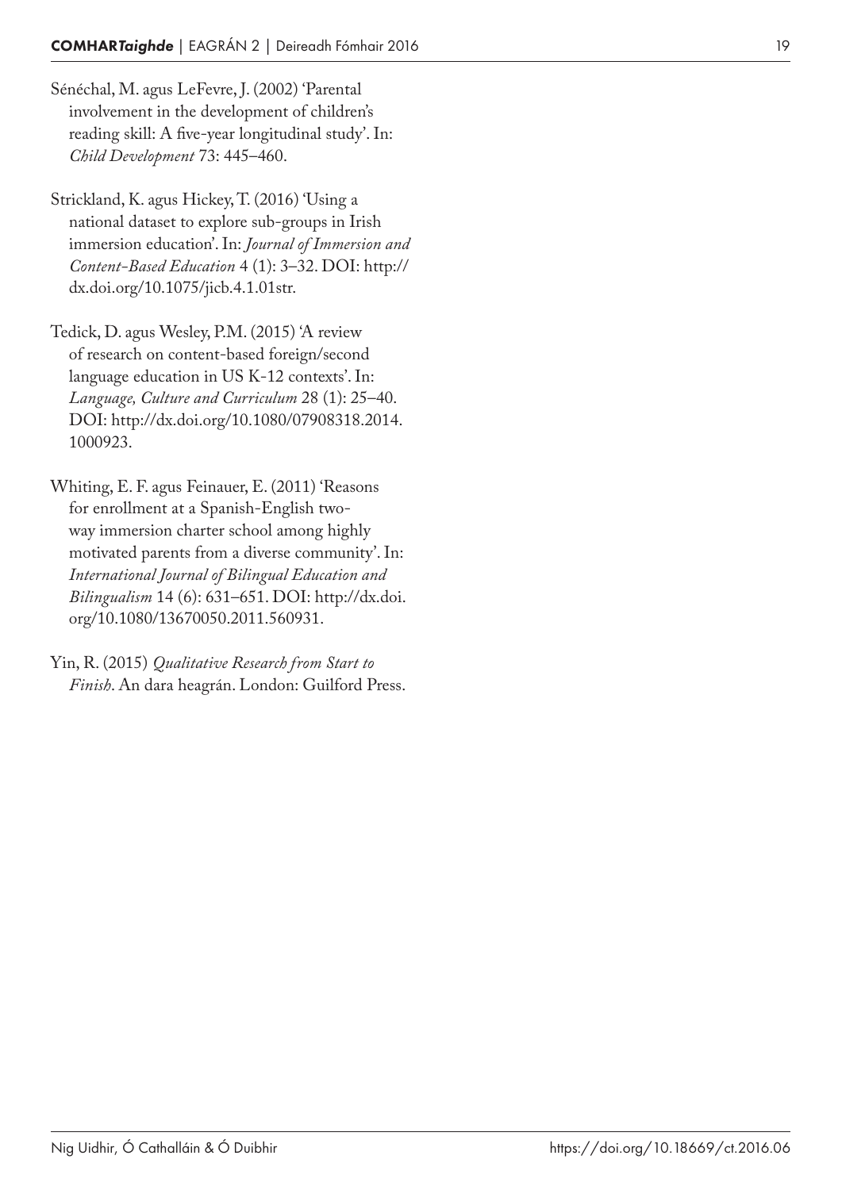Sénéchal, M. agus LeFevre, J. (2002) 'Parental involvement in the development of children's reading skill: A five-year longitudinal study'. In: *Child Development* 73: 445–460.

Strickland, K. agus Hickey, T. (2016) 'Using a national dataset to explore sub-groups in Irish immersion education'. In: *Journal of Immersion and Content-Based Education* 4 (1): 3–32. DOI: http://dx.doi.org/10.1075/jicb.4.1.01str.

Tedick, D. agus Wesley, P.M. (2015) 'A review of research on content-based foreign/second language education in US K-12 contexts'. In: *Language, Culture and Curriculum* 28 (1): 25–40. DOI: http://dx.doi.org/10.1080/07908318.2014.1000923.

Whiting, E. F. agus Feinauer, E. (2011) 'Reasons for enrollment at a Spanish-English two-way immersion charter school among highly motivated parents from a diverse community'. In: *International Journal of Bilingual Education and Bilingualism* 14 (6): 631–651. DOI: http://dx.doi.org/10.1080/13670050.2011.560931.

Yin, R. (2015) *Qualitative Research from Start to Finish*. An dara heagrán. London: Guilford Press.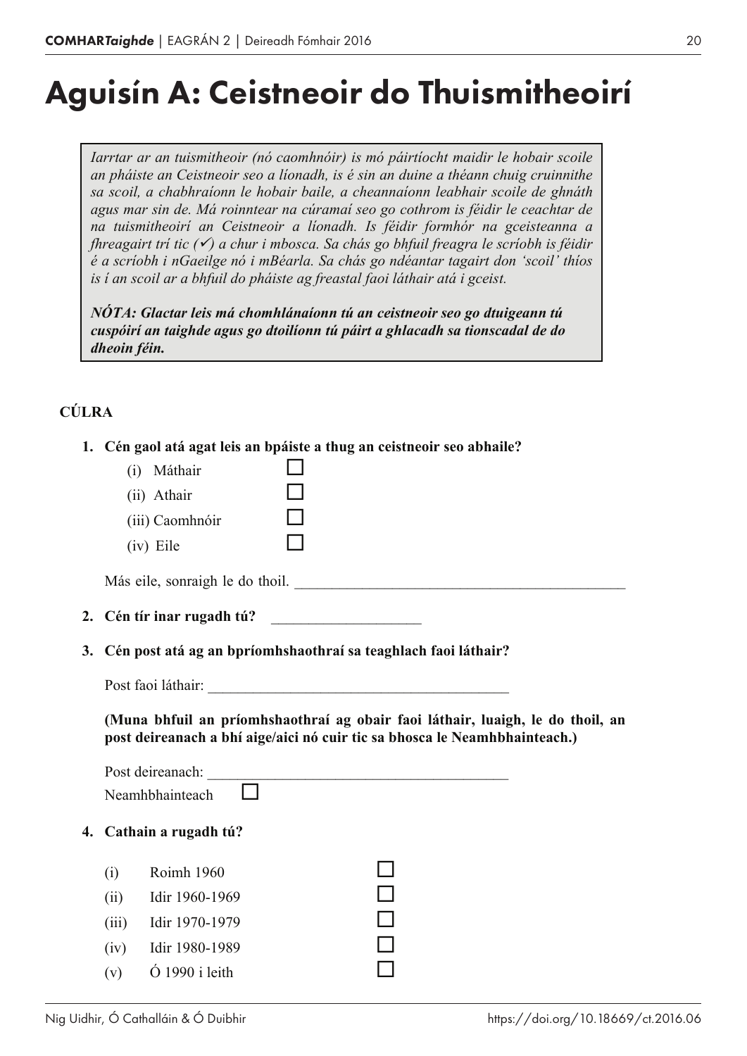# Aguisín A: Ceistneoir do Thuismitheoirí

*Iarrtar ar an tuismitheoir (nó caomhnóir) is mó páirtíocht maidir le hobair scoile an pháiste an Ceistneoir seo a líonadh, is é sin an duine a théann chuig cruinnithe sa scoil, a chabhraíonn le hobair baile, a cheannaíonn leabhair scoile de ghnáth agus mar sin de. Má roinntear na cúramaí seo go cothrom is féidir le ceachtar de na tuismitheoirí an Ceistneoir a líonadh. Is féidir formhór na gceisteanna a fhreagairt trí tic (✓) a chur i mbosca. Sa chás go bhfuil freagra le scríobh is féidir é a scríobh i nGaeilge nó i mBéarla. Sa chás go ndéantar tagairt don 'scoil' thíos is í an scoil ar a bhfuil do pháiste ag freastal faoi láthair atá i gceist.*

***NÓTA: Glactar leis má chomhlánaíonn tú an ceistneoir seo go dtuigeann tú cuspóirí an taighde agus go dtoilíonn tú páirt a ghlacadh sa tionscadal de do dheoin féin.***

## CÚLRA

**1. Cén gaol atá agat leis an bpáiste a thug an ceistneoir seo abhaile?**

(i) Máthair ☐
(ii) Athair ☐
(iii) Caomhnóir ☐
(iv) Eile ☐

Más eile, sonraigh le do thoil. ____________________________________________

**2. Cén tír inar rugadh tú?** ____________________

**3. Cén post atá ag an bpríomhshaothraí sa teaghlach faoi láthair?**

Post faoi láthair: ________________________________________

**(Muna bhfuil an príomhshaothraí ag obair faoi láthair, luaigh, le do thoil, an post deireanach a bhí aige/aici nó cuir tic sa bhosca le Neamhbhainteach.)**

Post deireanach: ________________________________________
Neamhbhainteach ☐

**4. Cathain a rugadh tú?**

(i) Roimh 1960 ☐
(ii) Idir 1960-1969 ☐
(iii) Idir 1970-1979 ☐
(iv) Idir 1980-1989 ☐
(v) Ó 1990 i leith ☐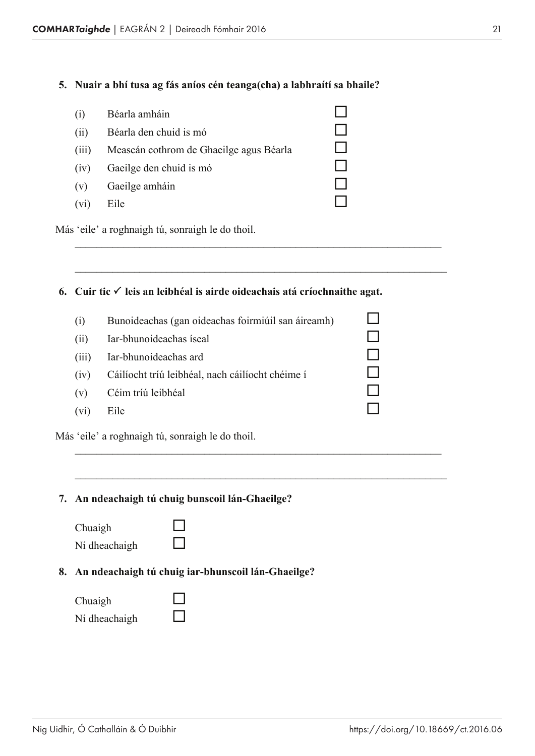**5. Nuair a bhí tusa ag fás aníos cén teanga(cha) a labhraítí sa bhaile?**

- (i) Béarla amháin ☐
- (ii) Béarla den chuid is mó ☐
- (iii) Meascán cothrom de Ghaeilge agus Béarla ☐
- (iv) Gaeilge den chuid is mó ☐
- (v) Gaeilge amháin ☐
- (vi) Eile ☐

Más 'eile' a roghnaigh tú, sonraigh le do thoil.

______________________________________________________________________

______________________________________________________________________

**6. Cuir tic ✓ leis an leibhéal is airde oideachais atá críochnaithe agat.**

- (i) Bunoideachas (gan oideachas foirmiúil san áireamh) ☐
- (ii) Iar-bhunoideachas íseal ☐
- (iii) Iar-bhunoideachas ard ☐
- (iv) Cáilíocht tríú leibhéal, nach cáilíocht chéime í ☐
- (v) Céim tríú leibhéal ☐
- (vi) Eile ☐

Más 'eile' a roghnaigh tú, sonraigh le do thoil.

______________________________________________________________________

______________________________________________________________________

**7. An ndeachaigh tú chuig bunscoil lán-Ghaeilge?**

Chuaigh ☐
Ní dheachaigh ☐

**8. An ndeachaigh tú chuig iar-bhunscoil lán-Ghaeilge?**

Chuaigh ☐
Ní dheachaigh ☐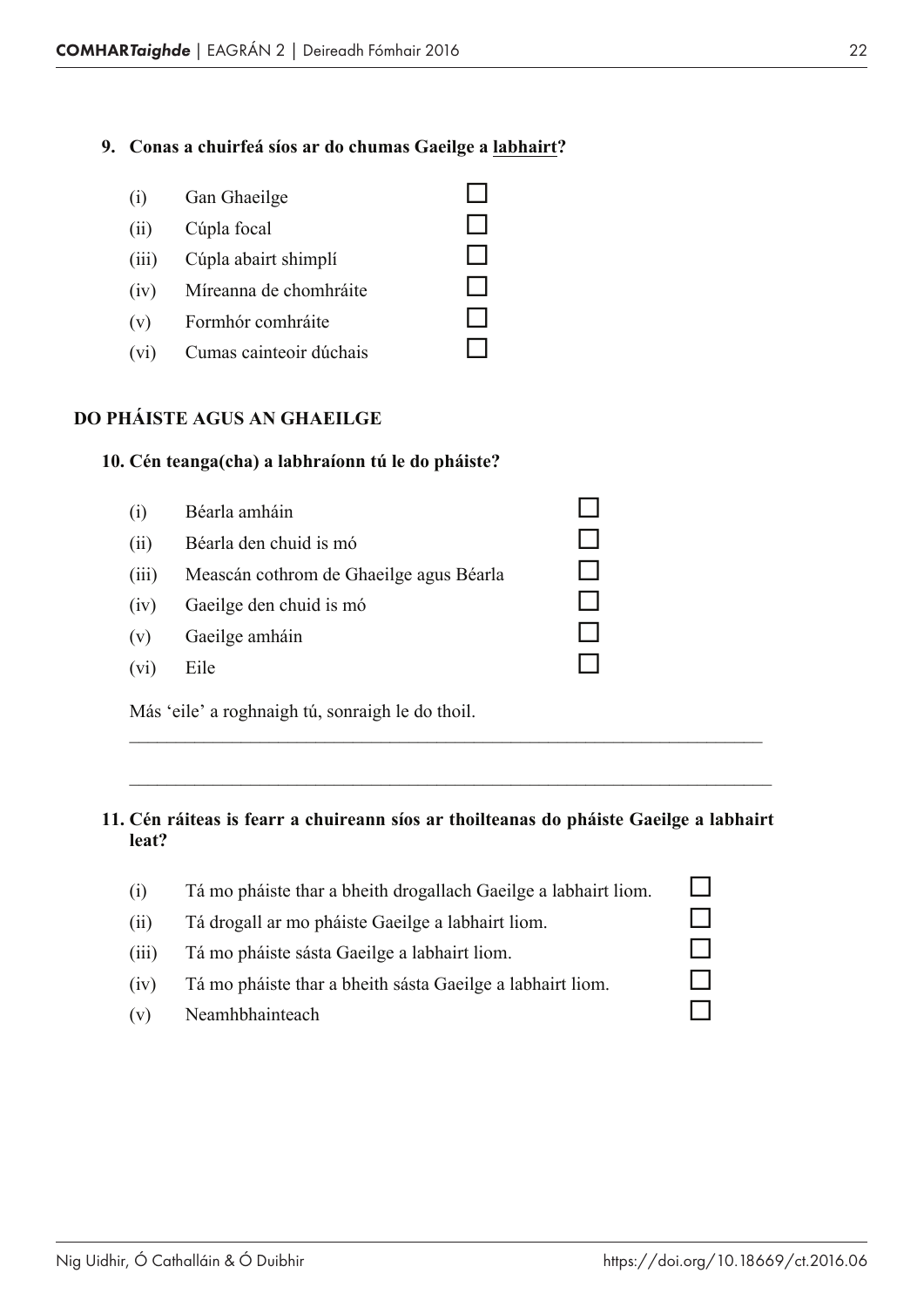**9. Conas a chuirfeá síos ar do chumas Gaeilge a <u>labhairt</u>?**

- (i) Gan Ghaeilge ☐
- (ii) Cúpla focal ☐
- (iii) Cúpla abairt shimplí ☐
- (iv) Míreanna de chomhráite ☐
- (v) Formhór comhráite ☐
- (vi) Cumas cainteoir dúchais ☐

## DO PHÁISTE AGUS AN GHAEILGE

**10. Cén teanga(cha) a labhraíonn tú le do pháiste?**

- (i) Béarla amháin ☐
- (ii) Béarla den chuid is mó ☐
- (iii) Meascán cothrom de Ghaeilge agus Béarla ☐
- (iv) Gaeilge den chuid is mó ☐
- (v) Gaeilge amháin ☐
- (vi) Eile ☐

Más 'eile' a roghnaigh tú, sonraigh le do thoil.

\_\_\_\_\_\_\_\_\_\_\_\_\_\_\_\_\_\_\_\_\_\_\_\_\_\_\_\_\_\_\_\_\_\_\_\_\_\_\_\_\_\_\_\_\_\_\_\_\_\_\_\_\_\_\_\_\_\_\_\_\_\_\_\_

\_\_\_\_\_\_\_\_\_\_\_\_\_\_\_\_\_\_\_\_\_\_\_\_\_\_\_\_\_\_\_\_\_\_\_\_\_\_\_\_\_\_\_\_\_\_\_\_\_\_\_\_\_\_\_\_\_\_\_\_\_\_\_\_

**11. Cén ráiteas is fearr a chuireann síos ar thoilteanas do pháiste Gaeilge a labhairt leat?**

- (i) Tá mo pháiste thar a bheith drogallach Gaeilge a labhairt liom. ☐
- (ii) Tá drogall ar mo pháiste Gaeilge a labhairt liom. ☐
- (iii) Tá mo pháiste sásta Gaeilge a labhairt liom. ☐
- (iv) Tá mo pháiste thar a bheith sásta Gaeilge a labhairt liom. ☐
- (v) Neamhbhainteach ☐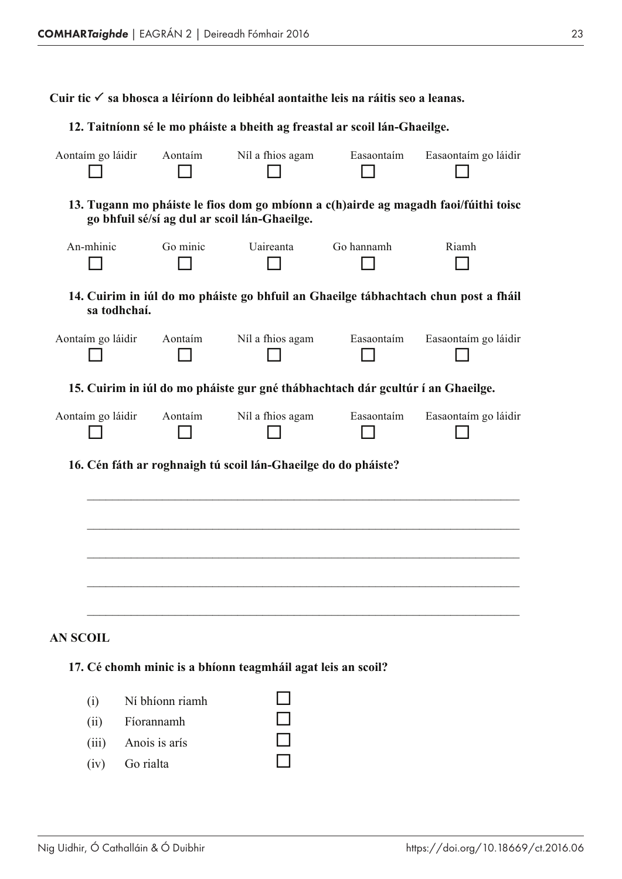**Cuir tic ✓ sa bhosca a léiríonn do leibhéal aontaithe leis na ráitis seo a leanas.**

**12. Taitníonn sé le mo pháiste a bheith ag freastal ar scoil lán-Ghaeilge.**

| Aontaím go láidir | Aontaím | Níl a fhios agam | Easaontaím | Easaontaím go láidir |
|---|---|---|---|---|
| ☐ | ☐ | ☐ | ☐ | ☐ |

**13. Tugann mo pháiste le fios dom go mbíonn a c(h)airde ag magadh faoi/fúithi toisc go bhfuil sé/sí ag dul ar scoil lán-Ghaeilge.**

| An-mhinic | Go minic | Uaireanta | Go hannamh | Riamh |
|---|---|---|---|---|
| ☐ | ☐ | ☐ | ☐ | ☐ |

**14. Cuirim in iúl do mo pháiste go bhfuil an Ghaeilge tábhachtach chun post a fháil sa todhchaí.**

| Aontaím go láidir | Aontaím | Níl a fhios agam | Easaontaím | Easaontaím go láidir |
|---|---|---|---|---|
| ☐ | ☐ | ☐ | ☐ | ☐ |

**15. Cuirim in iúl do mo pháiste gur gné thábhachtach dár gcultúr í an Ghaeilge.**

| Aontaím go láidir | Aontaím | Níl a fhios agam | Easaontaím | Easaontaím go láidir |
|---|---|---|---|---|
| ☐ | ☐ | ☐ | ☐ | ☐ |

**16. Cén fáth ar roghnaigh tú scoil lán-Ghaeilge do do pháiste?**

______________________________________________________________________

______________________________________________________________________

______________________________________________________________________

______________________________________________________________________

______________________________________________________________________

**AN SCOIL**

**17. Cé chomh minic is a bhíonn teagmháil agat leis an scoil?**

(i) Ní bhíonn riamh ☐

(ii) Fíorannamh ☐

(iii) Anois is arís ☐

(iv) Go rialta ☐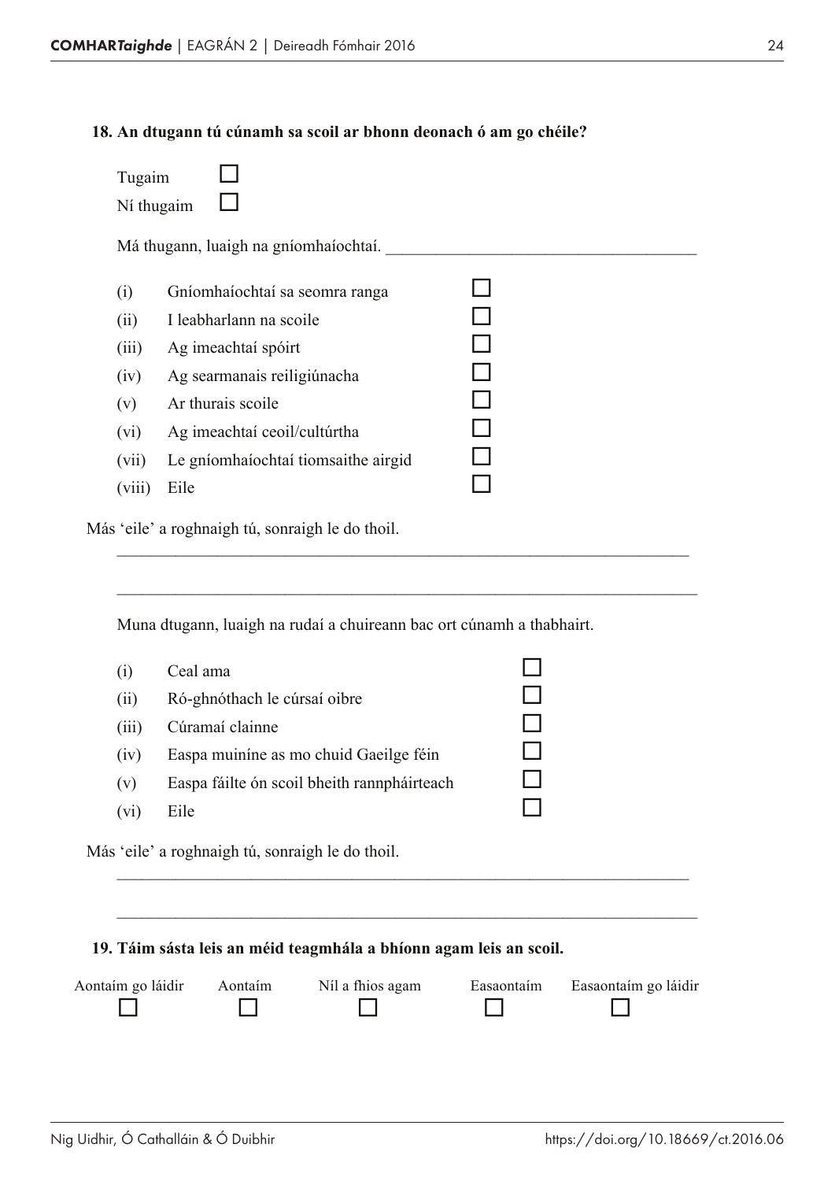**18. An dtugann tú cúnamh sa scoil ar bhonn deonach ó am go chéile?**

Tugaim ☐
Ní thugaim ☐

Má thugann, luaigh na gníomhaíochtaí. ______________________________________

(i) Gníomhaíochtaí sa seomra ranga ☐
(ii) I leabharlann na scoile ☐
(iii) Ag imeachtaí spóirt ☐
(iv) Ag searmanais reiligiúnacha ☐
(v) Ar thurais scoile ☐
(vi) Ag imeachtaí ceoil/cultúrtha ☐
(vii) Le gníomhaíochtaí tiomsaithe airgid ☐
(viii) Eile ☐

Más 'eile' a roghnaigh tú, sonraigh le do thoil.

______________________________________________________________________

______________________________________________________________________

Muna dtugann, luaigh na rudaí a chuireann bac ort cúnamh a thabhairt.

(i) Ceal ama ☐
(ii) Ró-ghnóthach le cúrsaí oibre ☐
(iii) Cúramaí clainne ☐
(iv) Easpa muiníne as mo chuid Gaeilge féin ☐
(v) Easpa fáilte ón scoil bheith rannpháirteach ☐
(vi) Eile ☐

Más 'eile' a roghnaigh tú, sonraigh le do thoil.

______________________________________________________________________

______________________________________________________________________

**19. Táim sásta leis an méid teagmhála a bhíonn agam leis an scoil.**

| Aontaím go láidir | Aontaím | Níl a fhios agam | Easaontaím | Easaontaím go láidir |
|---|---|---|---|---|
| ☐ | ☐ | ☐ | ☐ | ☐ |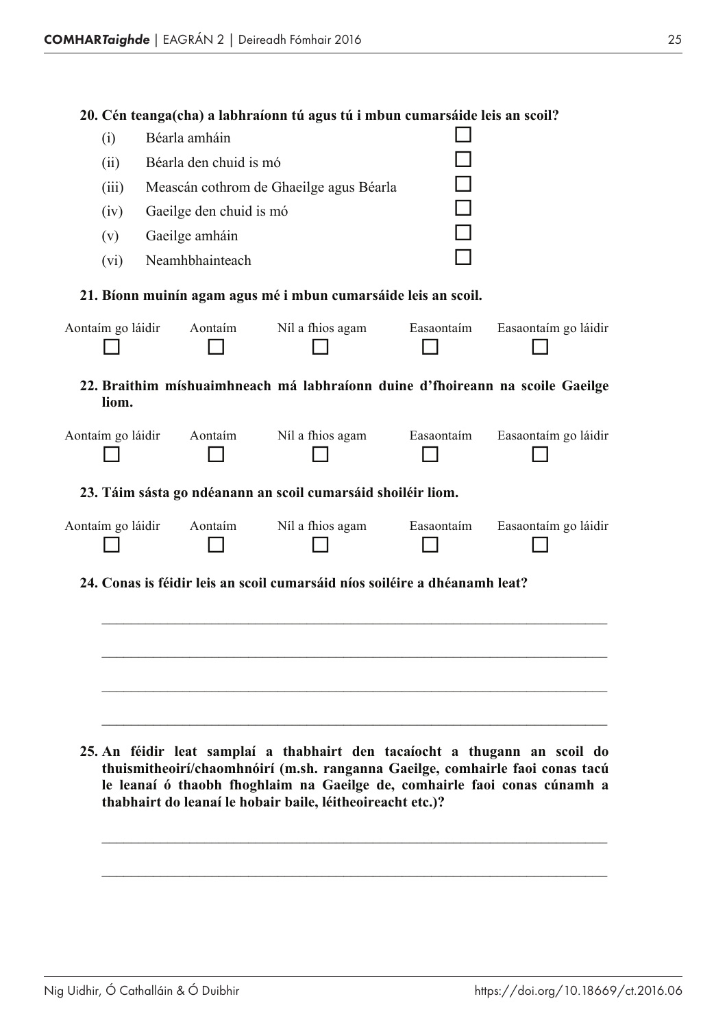**20. Cén teanga(cha) a labhraíonn tú agus tú i mbun cumarsáide leis an scoil?**

| | | |
|---|---|---|
| (i) | Béarla amháin | ☐ |
| (ii) | Béarla den chuid is mó | ☐ |
| (iii) | Meascán cothrom de Ghaeilge agus Béarla | ☐ |
| (iv) | Gaeilge den chuid is mó | ☐ |
| (v) | Gaeilge amháin | ☐ |
| (vi) | Neamhbhainteach | ☐ |

**21. Bíonn muinín agam agus mé i mbun cumarsáide leis an scoil.**

| Aontaím go láidir | Aontaím | Níl a fhios agam | Easaontaím | Easaontaím go láidir |
|---|---|---|---|---|
| ☐ | ☐ | ☐ | ☐ | ☐ |

**22. Braithim míshuaimhneach má labhraíonn duine d'fhoireann na scoile Gaeilge liom.**

| Aontaím go láidir | Aontaím | Níl a fhios agam | Easaontaím | Easaontaím go láidir |
|---|---|---|---|---|
| ☐ | ☐ | ☐ | ☐ | ☐ |

**23. Táim sásta go ndéanann an scoil cumarsáid shoiléir liom.**

| Aontaím go láidir | Aontaím | Níl a fhios agam | Easaontaím | Easaontaím go láidir |
|---|---|---|---|---|
| ☐ | ☐ | ☐ | ☐ | ☐ |

**24. Conas is féidir leis an scoil cumarsáid níos soiléire a dhéanamh leat?**

______________________________________________________________________

______________________________________________________________________

______________________________________________________________________

______________________________________________________________________

**25. An féidir leat samplaí a thabhairt den tacaíocht a thugann an scoil do thuismitheoirí/chaomhnóirí (m.sh. ranganna Gaeilge, comhairle faoi conas tacú le leanaí ó thaobh fhoghlaim na Gaeilge de, comhairle faoi conas cúnamh a thabhairt do leanaí le hobair baile, léitheoireacht etc.)?**

______________________________________________________________________

______________________________________________________________________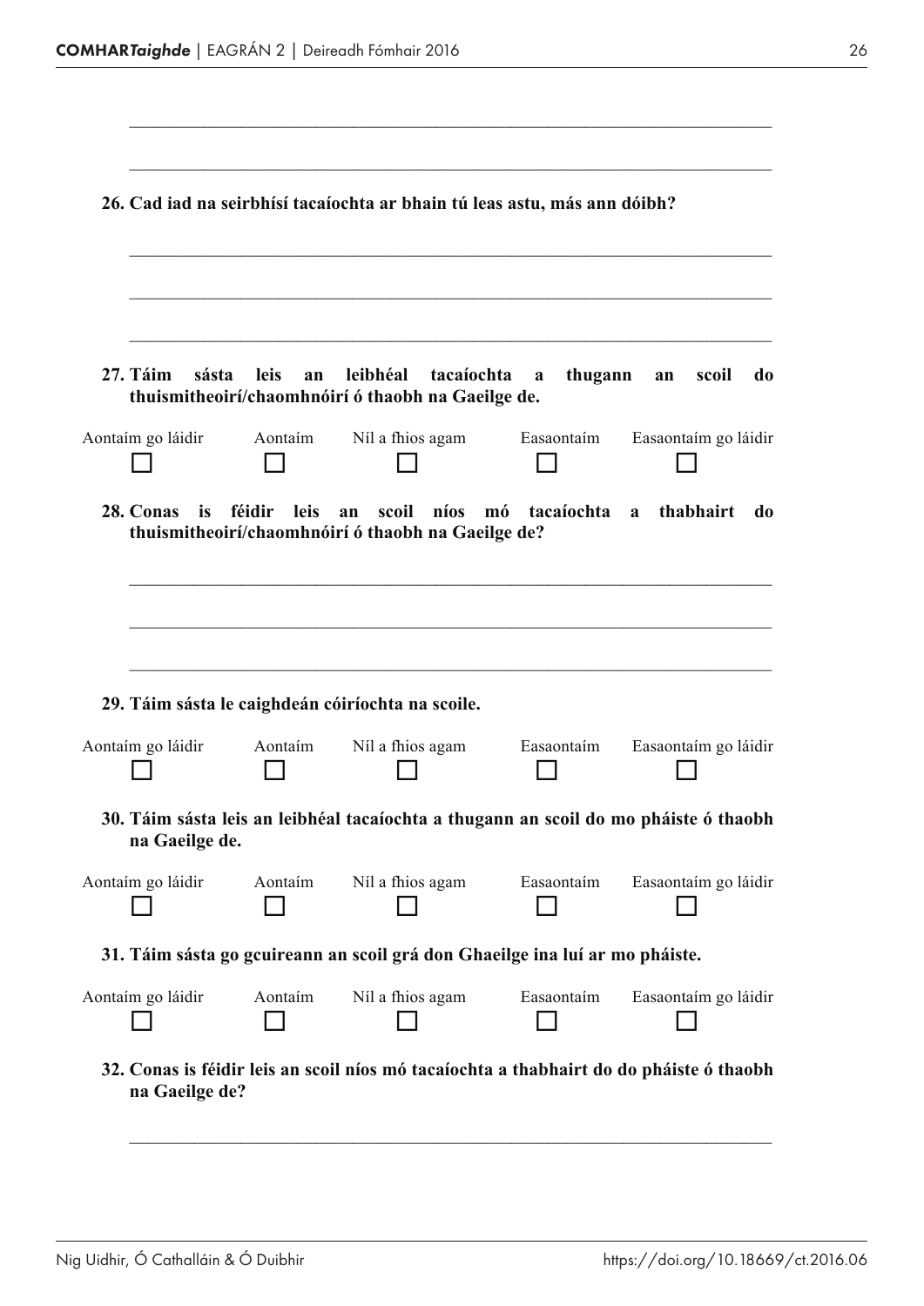\_\_\_\_\_\_\_\_\_\_\_\_\_\_\_\_\_\_\_\_\_\_\_\_\_\_\_\_\_\_\_\_\_\_\_\_\_\_\_\_\_\_\_\_\_\_\_\_\_\_\_\_\_\_\_\_\_\_\_\_\_\_\_\_\_\_\_\_

\_\_\_\_\_\_\_\_\_\_\_\_\_\_\_\_\_\_\_\_\_\_\_\_\_\_\_\_\_\_\_\_\_\_\_\_\_\_\_\_\_\_\_\_\_\_\_\_\_\_\_\_\_\_\_\_\_\_\_\_\_\_\_\_\_\_\_\_

**26. Cad iad na seirbhísí tacaíochta ar bhain tú leas astu, más ann dóibh?**

\_\_\_\_\_\_\_\_\_\_\_\_\_\_\_\_\_\_\_\_\_\_\_\_\_\_\_\_\_\_\_\_\_\_\_\_\_\_\_\_\_\_\_\_\_\_\_\_\_\_\_\_\_\_\_\_\_\_\_\_\_\_\_\_\_\_\_\_

\_\_\_\_\_\_\_\_\_\_\_\_\_\_\_\_\_\_\_\_\_\_\_\_\_\_\_\_\_\_\_\_\_\_\_\_\_\_\_\_\_\_\_\_\_\_\_\_\_\_\_\_\_\_\_\_\_\_\_\_\_\_\_\_\_\_\_\_

\_\_\_\_\_\_\_\_\_\_\_\_\_\_\_\_\_\_\_\_\_\_\_\_\_\_\_\_\_\_\_\_\_\_\_\_\_\_\_\_\_\_\_\_\_\_\_\_\_\_\_\_\_\_\_\_\_\_\_\_\_\_\_\_\_\_\_\_

**27. Táim sásta leis an leibhéal tacaíochta a thugann an scoil do thuismitheoirí/chaomhnóirí ó thaobh na Gaeilge de.**

| Aontaím go láidir | Aontaím | Níl a fhios agam | Easaontaím | Easaontaím go láidir |
|---|---|---|---|---|
| ☐ | ☐ | ☐ | ☐ | ☐ |

**28. Conas is féidir leis an scoil níos mó tacaíochta a thabhairt do thuismitheoirí/chaomhnóirí ó thaobh na Gaeilge de?**

\_\_\_\_\_\_\_\_\_\_\_\_\_\_\_\_\_\_\_\_\_\_\_\_\_\_\_\_\_\_\_\_\_\_\_\_\_\_\_\_\_\_\_\_\_\_\_\_\_\_\_\_\_\_\_\_\_\_\_\_\_\_\_\_\_\_\_\_

\_\_\_\_\_\_\_\_\_\_\_\_\_\_\_\_\_\_\_\_\_\_\_\_\_\_\_\_\_\_\_\_\_\_\_\_\_\_\_\_\_\_\_\_\_\_\_\_\_\_\_\_\_\_\_\_\_\_\_\_\_\_\_\_\_\_\_\_

\_\_\_\_\_\_\_\_\_\_\_\_\_\_\_\_\_\_\_\_\_\_\_\_\_\_\_\_\_\_\_\_\_\_\_\_\_\_\_\_\_\_\_\_\_\_\_\_\_\_\_\_\_\_\_\_\_\_\_\_\_\_\_\_\_\_\_\_

**29. Táim sásta le caighdeán cóiríochta na scoile.**

| Aontaím go láidir | Aontaím | Níl a fhios agam | Easaontaím | Easaontaím go láidir |
|---|---|---|---|---|
| ☐ | ☐ | ☐ | ☐ | ☐ |

**30. Táim sásta leis an leibhéal tacaíochta a thugann an scoil do mo pháiste ó thaobh na Gaeilge de.**

| Aontaím go láidir | Aontaím | Níl a fhios agam | Easaontaím | Easaontaím go láidir |
|---|---|---|---|---|
| ☐ | ☐ | ☐ | ☐ | ☐ |

**31. Táim sásta go gcuireann an scoil grá don Ghaeilge ina luí ar mo pháiste.**

| Aontaím go láidir | Aontaím | Níl a fhios agam | Easaontaím | Easaontaím go láidir |
|---|---|---|---|---|
| ☐ | ☐ | ☐ | ☐ | ☐ |

**32. Conas is féidir leis an scoil níos mó tacaíochta a thabhairt do do pháiste ó thaobh na Gaeilge de?**

\_\_\_\_\_\_\_\_\_\_\_\_\_\_\_\_\_\_\_\_\_\_\_\_\_\_\_\_\_\_\_\_\_\_\_\_\_\_\_\_\_\_\_\_\_\_\_\_\_\_\_\_\_\_\_\_\_\_\_\_\_\_\_\_\_\_\_\_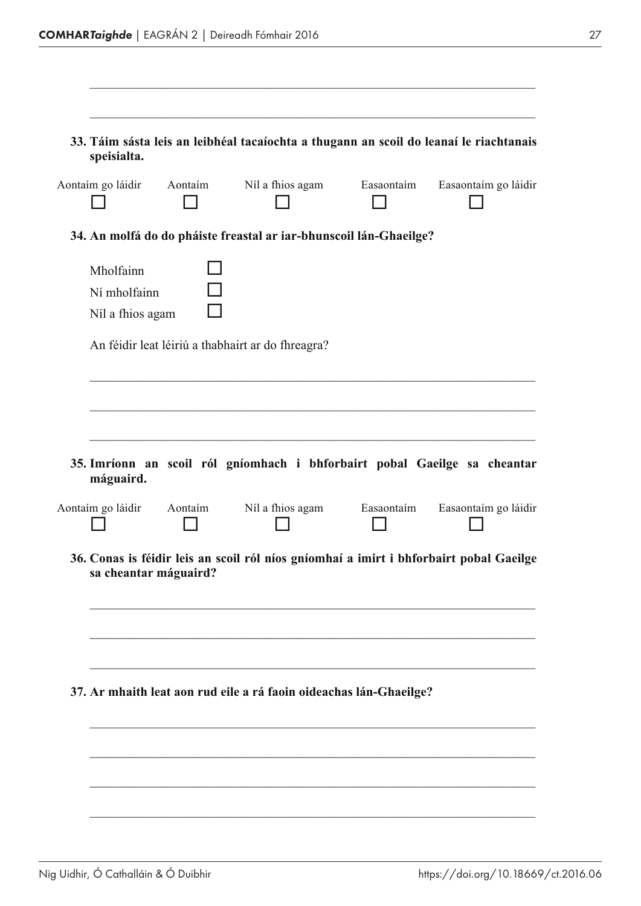\_\_\_\_\_\_\_\_\_\_\_\_\_\_\_\_\_\_\_\_\_\_\_\_\_\_\_\_\_\_\_\_\_\_\_\_\_\_\_\_\_\_\_\_\_\_\_\_\_\_\_\_\_\_\_\_\_\_\_\_\_\_\_\_\_\_

\_\_\_\_\_\_\_\_\_\_\_\_\_\_\_\_\_\_\_\_\_\_\_\_\_\_\_\_\_\_\_\_\_\_\_\_\_\_\_\_\_\_\_\_\_\_\_\_\_\_\_\_\_\_\_\_\_\_\_\_\_\_\_\_\_\_

**33. Táim sásta leis an leibhéal tacaíochta a thugann an scoil do leanaí le riachtanais speisialta.**

| Aontaím go láidir | Aontaím | Níl a fhios agam | Easaontaím | Easaontaím go láidir |
|---|---|---|---|---|
| ☐ | ☐ | ☐ | ☐ | ☐ |

**34. An molfá do do pháiste freastal ar iar-bhunscoil lán-Ghaeilge?**

- Mholfainn ☐
- Ní mholfainn ☐
- Níl a fhios agam ☐

An féidir leat léiriú a thabhairt ar do fhreagra?

\_\_\_\_\_\_\_\_\_\_\_\_\_\_\_\_\_\_\_\_\_\_\_\_\_\_\_\_\_\_\_\_\_\_\_\_\_\_\_\_\_\_\_\_\_\_\_\_\_\_\_\_\_\_\_\_\_\_\_\_\_\_\_\_\_\_

\_\_\_\_\_\_\_\_\_\_\_\_\_\_\_\_\_\_\_\_\_\_\_\_\_\_\_\_\_\_\_\_\_\_\_\_\_\_\_\_\_\_\_\_\_\_\_\_\_\_\_\_\_\_\_\_\_\_\_\_\_\_\_\_\_\_

\_\_\_\_\_\_\_\_\_\_\_\_\_\_\_\_\_\_\_\_\_\_\_\_\_\_\_\_\_\_\_\_\_\_\_\_\_\_\_\_\_\_\_\_\_\_\_\_\_\_\_\_\_\_\_\_\_\_\_\_\_\_\_\_\_\_

**35. Imríonn an scoil ról gníomhach i bhforbairt pobal Gaeilge sa cheantar máguaird.**

| Aontaím go láidir | Aontaím | Níl a fhios agam | Easaontaím | Easaontaím go láidir |
|---|---|---|---|---|
| ☐ | ☐ | ☐ | ☐ | ☐ |

**36. Conas is féidir leis an scoil ról níos gníomhaí a imirt i bhforbairt pobal Gaeilge sa cheantar máguaird?**

\_\_\_\_\_\_\_\_\_\_\_\_\_\_\_\_\_\_\_\_\_\_\_\_\_\_\_\_\_\_\_\_\_\_\_\_\_\_\_\_\_\_\_\_\_\_\_\_\_\_\_\_\_\_\_\_\_\_\_\_\_\_\_\_\_\_

\_\_\_\_\_\_\_\_\_\_\_\_\_\_\_\_\_\_\_\_\_\_\_\_\_\_\_\_\_\_\_\_\_\_\_\_\_\_\_\_\_\_\_\_\_\_\_\_\_\_\_\_\_\_\_\_\_\_\_\_\_\_\_\_\_\_

\_\_\_\_\_\_\_\_\_\_\_\_\_\_\_\_\_\_\_\_\_\_\_\_\_\_\_\_\_\_\_\_\_\_\_\_\_\_\_\_\_\_\_\_\_\_\_\_\_\_\_\_\_\_\_\_\_\_\_\_\_\_\_\_\_\_

**37. Ar mhaith leat aon rud eile a rá faoin oideachas lán-Ghaeilge?**

\_\_\_\_\_\_\_\_\_\_\_\_\_\_\_\_\_\_\_\_\_\_\_\_\_\_\_\_\_\_\_\_\_\_\_\_\_\_\_\_\_\_\_\_\_\_\_\_\_\_\_\_\_\_\_\_\_\_\_\_\_\_\_\_\_\_

\_\_\_\_\_\_\_\_\_\_\_\_\_\_\_\_\_\_\_\_\_\_\_\_\_\_\_\_\_\_\_\_\_\_\_\_\_\_\_\_\_\_\_\_\_\_\_\_\_\_\_\_\_\_\_\_\_\_\_\_\_\_\_\_\_\_

\_\_\_\_\_\_\_\_\_\_\_\_\_\_\_\_\_\_\_\_\_\_\_\_\_\_\_\_\_\_\_\_\_\_\_\_\_\_\_\_\_\_\_\_\_\_\_\_\_\_\_\_\_\_\_\_\_\_\_\_\_\_\_\_\_\_

\_\_\_\_\_\_\_\_\_\_\_\_\_\_\_\_\_\_\_\_\_\_\_\_\_\_\_\_\_\_\_\_\_\_\_\_\_\_\_\_\_\_\_\_\_\_\_\_\_\_\_\_\_\_\_\_\_\_\_\_\_\_\_\_\_\_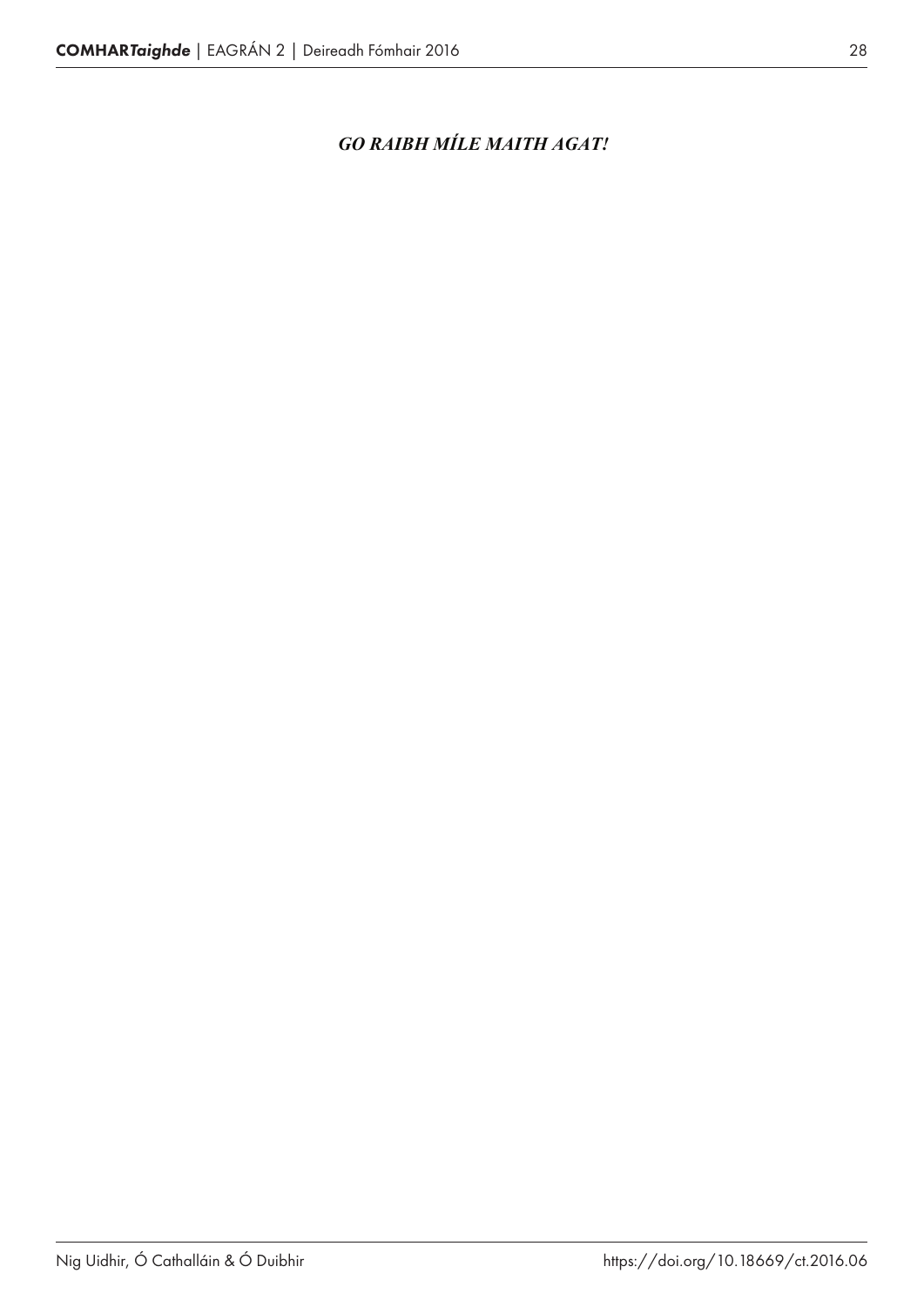***GO RAIBH MÍLE MAITH AGAT!***